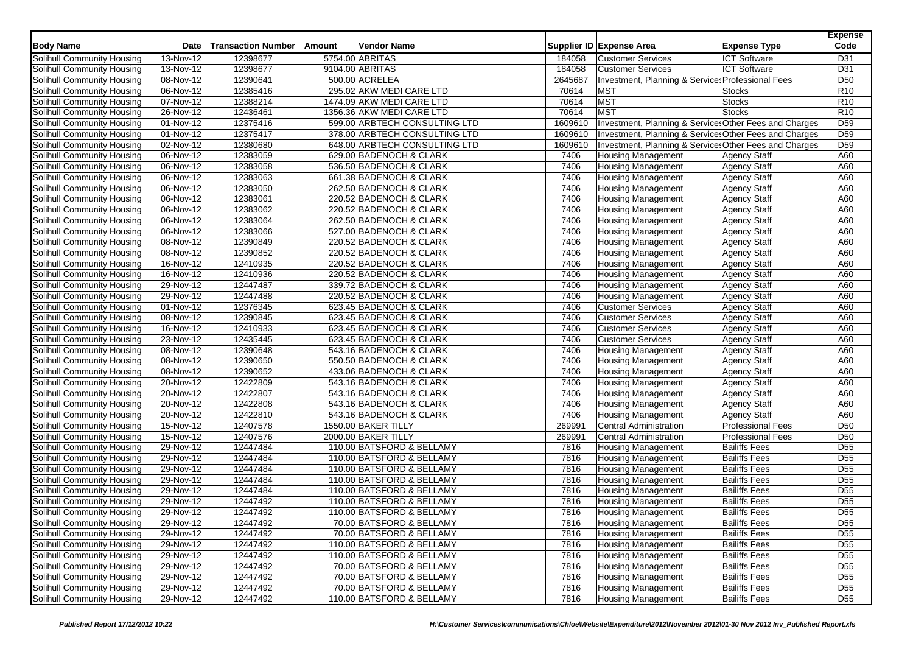| Body Name | Date | Transaction Number | Amount | Vendor Name | Supplier ID | Expense Area | Expense Type | Expense Code |
|---|---|---|---|---|---|---|---|---|
| Solihull Community Housing | 13-Nov-12 | 12398677 | 5754.00 | ABRITAS | 184058 | Customer Services | ICT Software | D31 |
| Solihull Community Housing | 13-Nov-12 | 12398677 | 9104.00 | ABRITAS | 184058 | Customer Services | ICT Software | D31 |
| Solihull Community Housing | 08-Nov-12 | 12390641 | 500.00 | ACRELEA | 2645687 | Investment, Planning & Services | Professional Fees | D50 |
| Solihull Community Housing | 06-Nov-12 | 12385416 | 295.02 | AKW MEDI CARE LTD | 70614 | MST | Stocks | R10 |
| Solihull Community Housing | 07-Nov-12 | 12388214 | 1474.09 | AKW MEDI CARE LTD | 70614 | MST | Stocks | R10 |
| Solihull Community Housing | 26-Nov-12 | 12436461 | 1356.36 | AKW MEDI CARE LTD | 70614 | MST | Stocks | R10 |
| Solihull Community Housing | 01-Nov-12 | 12375416 | 599.00 | ARBTECH CONSULTING LTD | 1609610 | Investment, Planning & Services | Other Fees and Charges | D59 |
| Solihull Community Housing | 01-Nov-12 | 12375417 | 378.00 | ARBTECH CONSULTING LTD | 1609610 | Investment, Planning & Services | Other Fees and Charges | D59 |
| Solihull Community Housing | 02-Nov-12 | 12380680 | 648.00 | ARBTECH CONSULTING LTD | 1609610 | Investment, Planning & Services | Other Fees and Charges | D59 |
| Solihull Community Housing | 06-Nov-12 | 12383059 | 629.00 | BADENOCH & CLARK | 7406 | Housing Management | Agency Staff | A60 |
| Solihull Community Housing | 06-Nov-12 | 12383058 | 536.50 | BADENOCH & CLARK | 7406 | Housing Management | Agency Staff | A60 |
| Solihull Community Housing | 06-Nov-12 | 12383063 | 661.38 | BADENOCH & CLARK | 7406 | Housing Management | Agency Staff | A60 |
| Solihull Community Housing | 06-Nov-12 | 12383050 | 262.50 | BADENOCH & CLARK | 7406 | Housing Management | Agency Staff | A60 |
| Solihull Community Housing | 06-Nov-12 | 12383061 | 220.52 | BADENOCH & CLARK | 7406 | Housing Management | Agency Staff | A60 |
| Solihull Community Housing | 06-Nov-12 | 12383062 | 220.52 | BADENOCH & CLARK | 7406 | Housing Management | Agency Staff | A60 |
| Solihull Community Housing | 06-Nov-12 | 12383064 | 262.50 | BADENOCH & CLARK | 7406 | Housing Management | Agency Staff | A60 |
| Solihull Community Housing | 06-Nov-12 | 12383066 | 527.00 | BADENOCH & CLARK | 7406 | Housing Management | Agency Staff | A60 |
| Solihull Community Housing | 08-Nov-12 | 12390849 | 220.52 | BADENOCH & CLARK | 7406 | Housing Management | Agency Staff | A60 |
| Solihull Community Housing | 08-Nov-12 | 12390852 | 220.52 | BADENOCH & CLARK | 7406 | Housing Management | Agency Staff | A60 |
| Solihull Community Housing | 16-Nov-12 | 12410935 | 220.52 | BADENOCH & CLARK | 7406 | Housing Management | Agency Staff | A60 |
| Solihull Community Housing | 16-Nov-12 | 12410936 | 220.52 | BADENOCH & CLARK | 7406 | Housing Management | Agency Staff | A60 |
| Solihull Community Housing | 29-Nov-12 | 12447487 | 339.72 | BADENOCH & CLARK | 7406 | Housing Management | Agency Staff | A60 |
| Solihull Community Housing | 29-Nov-12 | 12447488 | 220.52 | BADENOCH & CLARK | 7406 | Housing Management | Agency Staff | A60 |
| Solihull Community Housing | 01-Nov-12 | 12376345 | 623.45 | BADENOCH & CLARK | 7406 | Customer Services | Agency Staff | A60 |
| Solihull Community Housing | 08-Nov-12 | 12390845 | 623.45 | BADENOCH & CLARK | 7406 | Customer Services | Agency Staff | A60 |
| Solihull Community Housing | 16-Nov-12 | 12410933 | 623.45 | BADENOCH & CLARK | 7406 | Customer Services | Agency Staff | A60 |
| Solihull Community Housing | 23-Nov-12 | 12435445 | 623.45 | BADENOCH & CLARK | 7406 | Customer Services | Agency Staff | A60 |
| Solihull Community Housing | 08-Nov-12 | 12390648 | 543.16 | BADENOCH & CLARK | 7406 | Housing Management | Agency Staff | A60 |
| Solihull Community Housing | 08-Nov-12 | 12390650 | 550.50 | BADENOCH & CLARK | 7406 | Housing Management | Agency Staff | A60 |
| Solihull Community Housing | 08-Nov-12 | 12390652 | 433.06 | BADENOCH & CLARK | 7406 | Housing Management | Agency Staff | A60 |
| Solihull Community Housing | 20-Nov-12 | 12422809 | 543.16 | BADENOCH & CLARK | 7406 | Housing Management | Agency Staff | A60 |
| Solihull Community Housing | 20-Nov-12 | 12422807 | 543.16 | BADENOCH & CLARK | 7406 | Housing Management | Agency Staff | A60 |
| Solihull Community Housing | 20-Nov-12 | 12422808 | 543.16 | BADENOCH & CLARK | 7406 | Housing Management | Agency Staff | A60 |
| Solihull Community Housing | 20-Nov-12 | 12422810 | 543.16 | BADENOCH & CLARK | 7406 | Housing Management | Agency Staff | A60 |
| Solihull Community Housing | 15-Nov-12 | 12407578 | 1550.00 | BAKER TILLY | 269991 | Central Administration | Professional Fees | D50 |
| Solihull Community Housing | 15-Nov-12 | 12407576 | 2000.00 | BAKER TILLY | 269991 | Central Administration | Professional Fees | D50 |
| Solihull Community Housing | 29-Nov-12 | 12447484 | 110.00 | BATSFORD & BELLAMY | 7816 | Housing Management | Bailiffs Fees | D55 |
| Solihull Community Housing | 29-Nov-12 | 12447484 | 110.00 | BATSFORD & BELLAMY | 7816 | Housing Management | Bailiffs Fees | D55 |
| Solihull Community Housing | 29-Nov-12 | 12447484 | 110.00 | BATSFORD & BELLAMY | 7816 | Housing Management | Bailiffs Fees | D55 |
| Solihull Community Housing | 29-Nov-12 | 12447484 | 110.00 | BATSFORD & BELLAMY | 7816 | Housing Management | Bailiffs Fees | D55 |
| Solihull Community Housing | 29-Nov-12 | 12447484 | 110.00 | BATSFORD & BELLAMY | 7816 | Housing Management | Bailiffs Fees | D55 |
| Solihull Community Housing | 29-Nov-12 | 12447492 | 110.00 | BATSFORD & BELLAMY | 7816 | Housing Management | Bailiffs Fees | D55 |
| Solihull Community Housing | 29-Nov-12 | 12447492 | 110.00 | BATSFORD & BELLAMY | 7816 | Housing Management | Bailiffs Fees | D55 |
| Solihull Community Housing | 29-Nov-12 | 12447492 | 70.00 | BATSFORD & BELLAMY | 7816 | Housing Management | Bailiffs Fees | D55 |
| Solihull Community Housing | 29-Nov-12 | 12447492 | 70.00 | BATSFORD & BELLAMY | 7816 | Housing Management | Bailiffs Fees | D55 |
| Solihull Community Housing | 29-Nov-12 | 12447492 | 110.00 | BATSFORD & BELLAMY | 7816 | Housing Management | Bailiffs Fees | D55 |
| Solihull Community Housing | 29-Nov-12 | 12447492 | 110.00 | BATSFORD & BELLAMY | 7816 | Housing Management | Bailiffs Fees | D55 |
| Solihull Community Housing | 29-Nov-12 | 12447492 | 70.00 | BATSFORD & BELLAMY | 7816 | Housing Management | Bailiffs Fees | D55 |
| Solihull Community Housing | 29-Nov-12 | 12447492 | 70.00 | BATSFORD & BELLAMY | 7816 | Housing Management | Bailiffs Fees | D55 |
| Solihull Community Housing | 29-Nov-12 | 12447492 | 70.00 | BATSFORD & BELLAMY | 7816 | Housing Management | Bailiffs Fees | D55 |
| Solihull Community Housing | 29-Nov-12 | 12447492 | 110.00 | BATSFORD & BELLAMY | 7816 | Housing Management | Bailiffs Fees | D55 |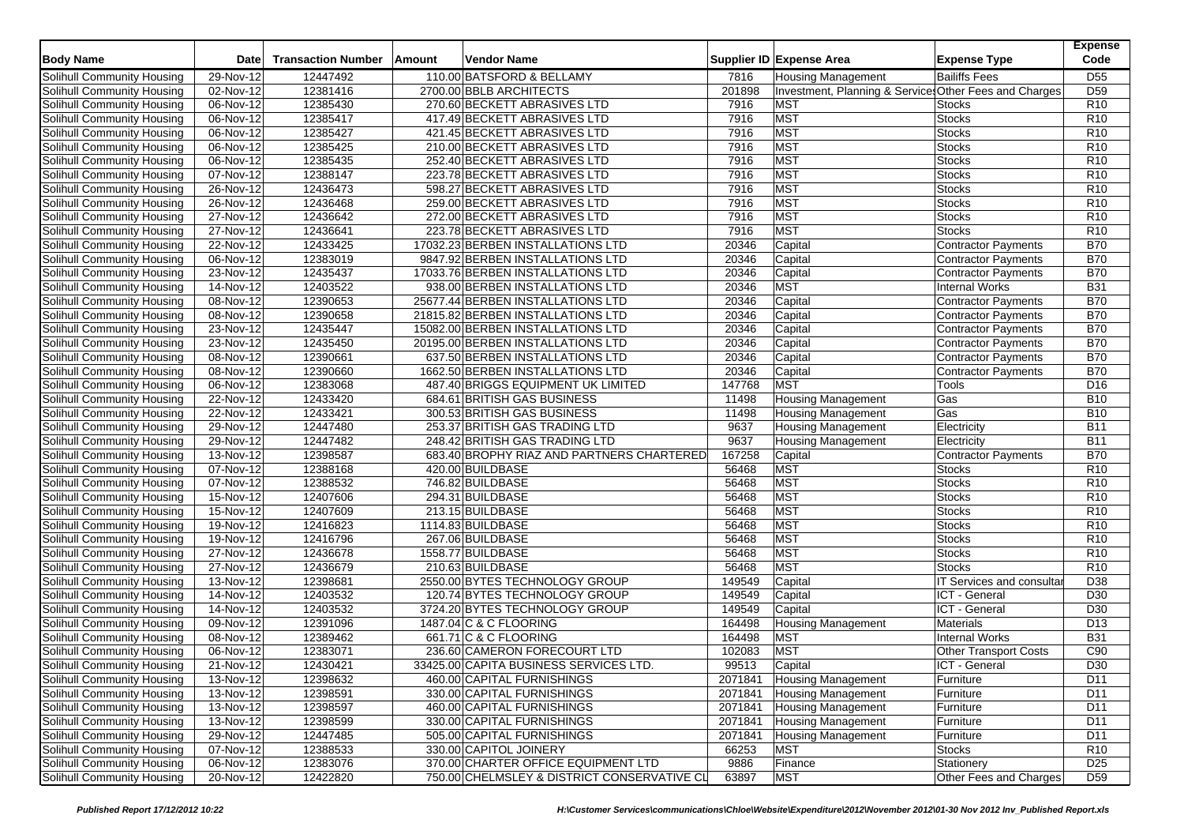| Body Name | Date | Transaction Number | Amount | Vendor Name | Supplier ID | Expense Area | Expense Type | Expense Code |
|---|---|---|---|---|---|---|---|---|
| Solihull Community Housing | 29-Nov-12 | 12447492 | 110.00 | BATSFORD & BELLAMY | 7816 | Housing Management | Bailiffs Fees | D55 |
| Solihull Community Housing | 02-Nov-12 | 12381416 | 2700.00 | BBLB ARCHITECTS | 201898 | Investment, Planning & Services | Other Fees and Charges | D59 |
| Solihull Community Housing | 06-Nov-12 | 12385430 | 270.60 | BECKETT ABRASIVES LTD | 7916 | MST | Stocks | R10 |
| Solihull Community Housing | 06-Nov-12 | 12385417 | 417.49 | BECKETT ABRASIVES LTD | 7916 | MST | Stocks | R10 |
| Solihull Community Housing | 06-Nov-12 | 12385427 | 421.45 | BECKETT ABRASIVES LTD | 7916 | MST | Stocks | R10 |
| Solihull Community Housing | 06-Nov-12 | 12385425 | 210.00 | BECKETT ABRASIVES LTD | 7916 | MST | Stocks | R10 |
| Solihull Community Housing | 06-Nov-12 | 12385435 | 252.40 | BECKETT ABRASIVES LTD | 7916 | MST | Stocks | R10 |
| Solihull Community Housing | 07-Nov-12 | 12388147 | 223.78 | BECKETT ABRASIVES LTD | 7916 | MST | Stocks | R10 |
| Solihull Community Housing | 26-Nov-12 | 12436473 | 598.27 | BECKETT ABRASIVES LTD | 7916 | MST | Stocks | R10 |
| Solihull Community Housing | 26-Nov-12 | 12436468 | 259.00 | BECKETT ABRASIVES LTD | 7916 | MST | Stocks | R10 |
| Solihull Community Housing | 27-Nov-12 | 12436642 | 272.00 | BECKETT ABRASIVES LTD | 7916 | MST | Stocks | R10 |
| Solihull Community Housing | 27-Nov-12 | 12436641 | 223.78 | BECKETT ABRASIVES LTD | 7916 | MST | Stocks | R10 |
| Solihull Community Housing | 22-Nov-12 | 12433425 | 17032.23 | BERBEN INSTALLATIONS LTD | 20346 | Capital | Contractor Payments | B70 |
| Solihull Community Housing | 06-Nov-12 | 12383019 | 9847.92 | BERBEN INSTALLATIONS LTD | 20346 | Capital | Contractor Payments | B70 |
| Solihull Community Housing | 23-Nov-12 | 12435437 | 17033.76 | BERBEN INSTALLATIONS LTD | 20346 | Capital | Contractor Payments | B70 |
| Solihull Community Housing | 14-Nov-12 | 12403522 | 938.00 | BERBEN INSTALLATIONS LTD | 20346 | MST | Internal Works | B31 |
| Solihull Community Housing | 08-Nov-12 | 12390653 | 25677.44 | BERBEN INSTALLATIONS LTD | 20346 | Capital | Contractor Payments | B70 |
| Solihull Community Housing | 08-Nov-12 | 12390658 | 21815.82 | BERBEN INSTALLATIONS LTD | 20346 | Capital | Contractor Payments | B70 |
| Solihull Community Housing | 23-Nov-12 | 12435447 | 15082.00 | BERBEN INSTALLATIONS LTD | 20346 | Capital | Contractor Payments | B70 |
| Solihull Community Housing | 23-Nov-12 | 12435450 | 20195.00 | BERBEN INSTALLATIONS LTD | 20346 | Capital | Contractor Payments | B70 |
| Solihull Community Housing | 08-Nov-12 | 12390661 | 637.50 | BERBEN INSTALLATIONS LTD | 20346 | Capital | Contractor Payments | B70 |
| Solihull Community Housing | 08-Nov-12 | 12390660 | 1662.50 | BERBEN INSTALLATIONS LTD | 20346 | Capital | Contractor Payments | B70 |
| Solihull Community Housing | 06-Nov-12 | 12383068 | 487.40 | BRIGGS EQUIPMENT UK LIMITED | 147768 | MST | Tools | D16 |
| Solihull Community Housing | 22-Nov-12 | 12433420 | 684.61 | BRITISH GAS BUSINESS | 11498 | Housing Management | Gas | B10 |
| Solihull Community Housing | 22-Nov-12 | 12433421 | 300.53 | BRITISH GAS BUSINESS | 11498 | Housing Management | Gas | B10 |
| Solihull Community Housing | 29-Nov-12 | 12447480 | 253.37 | BRITISH GAS TRADING LTD | 9637 | Housing Management | Electricity | B11 |
| Solihull Community Housing | 29-Nov-12 | 12447482 | 248.42 | BRITISH GAS TRADING LTD | 9637 | Housing Management | Electricity | B11 |
| Solihull Community Housing | 13-Nov-12 | 12398587 | 683.40 | BROPHY RIAZ AND PARTNERS CHARTERED | 167258 | Capital | Contractor Payments | B70 |
| Solihull Community Housing | 07-Nov-12 | 12388168 | 420.00 | BUILDBASE | 56468 | MST | Stocks | R10 |
| Solihull Community Housing | 07-Nov-12 | 12388532 | 746.82 | BUILDBASE | 56468 | MST | Stocks | R10 |
| Solihull Community Housing | 15-Nov-12 | 12407606 | 294.31 | BUILDBASE | 56468 | MST | Stocks | R10 |
| Solihull Community Housing | 15-Nov-12 | 12407609 | 213.15 | BUILDBASE | 56468 | MST | Stocks | R10 |
| Solihull Community Housing | 19-Nov-12 | 12416823 | 1114.83 | BUILDBASE | 56468 | MST | Stocks | R10 |
| Solihull Community Housing | 19-Nov-12 | 12416796 | 267.06 | BUILDBASE | 56468 | MST | Stocks | R10 |
| Solihull Community Housing | 27-Nov-12 | 12436678 | 1558.77 | BUILDBASE | 56468 | MST | Stocks | R10 |
| Solihull Community Housing | 27-Nov-12 | 12436679 | 210.63 | BUILDBASE | 56468 | MST | Stocks | R10 |
| Solihull Community Housing | 13-Nov-12 | 12398681 | 2550.00 | BYTES TECHNOLOGY GROUP | 149549 | Capital | IT Services and consultar | D38 |
| Solihull Community Housing | 14-Nov-12 | 12403532 | 120.74 | BYTES TECHNOLOGY GROUP | 149549 | Capital | ICT - General | D30 |
| Solihull Community Housing | 14-Nov-12 | 12403532 | 3724.20 | BYTES TECHNOLOGY GROUP | 149549 | Capital | ICT - General | D30 |
| Solihull Community Housing | 09-Nov-12 | 12391096 | 1487.04 | C & C FLOORING | 164498 | Housing Management | Materials | D13 |
| Solihull Community Housing | 08-Nov-12 | 12389462 | 661.71 | C & C FLOORING | 164498 | MST | Internal Works | B31 |
| Solihull Community Housing | 06-Nov-12 | 12383071 | 236.60 | CAMERON FORECOURT LTD | 102083 | MST | Other Transport Costs | C90 |
| Solihull Community Housing | 21-Nov-12 | 12430421 | 33425.00 | CAPITA BUSINESS SERVICES LTD. | 99513 | Capital | ICT - General | D30 |
| Solihull Community Housing | 13-Nov-12 | 12398632 | 460.00 | CAPITAL FURNISHINGS | 2071841 | Housing Management | Furniture | D11 |
| Solihull Community Housing | 13-Nov-12 | 12398591 | 330.00 | CAPITAL FURNISHINGS | 2071841 | Housing Management | Furniture | D11 |
| Solihull Community Housing | 13-Nov-12 | 12398597 | 460.00 | CAPITAL FURNISHINGS | 2071841 | Housing Management | Furniture | D11 |
| Solihull Community Housing | 13-Nov-12 | 12398599 | 330.00 | CAPITAL FURNISHINGS | 2071841 | Housing Management | Furniture | D11 |
| Solihull Community Housing | 29-Nov-12 | 12447485 | 505.00 | CAPITAL FURNISHINGS | 2071841 | Housing Management | Furniture | D11 |
| Solihull Community Housing | 07-Nov-12 | 12388533 | 330.00 | CAPITOL JOINERY | 66253 | MST | Stocks | R10 |
| Solihull Community Housing | 06-Nov-12 | 12383076 | 370.00 | CHARTER OFFICE EQUIPMENT LTD | 9886 | Finance | Stationery | D25 |
| Solihull Community Housing | 20-Nov-12 | 12422820 | 750.00 | CHELMSLEY & DISTRICT CONSERVATIVE CL | 63897 | MST | Other Fees and Charges | D59 |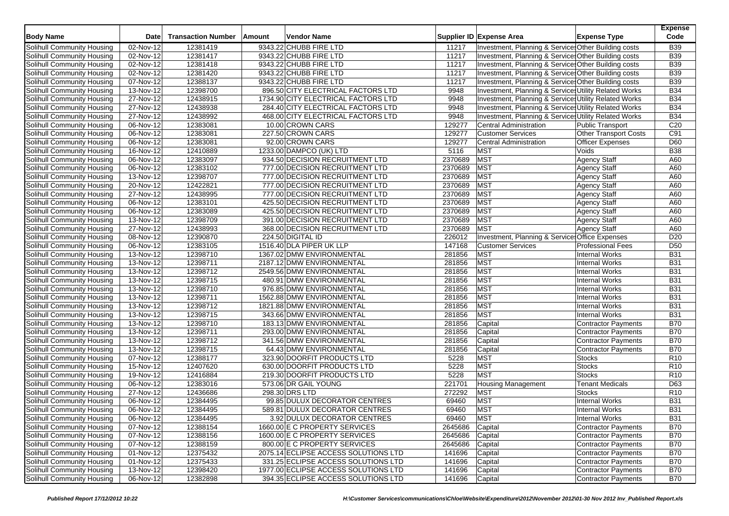| Body Name | Date | Transaction Number | Amount | Vendor Name | Supplier ID | Expense Area | Expense Type | Expense Code |
|---|---|---|---|---|---|---|---|---|
| Solihull Community Housing | 02-Nov-12 | 12381419 | 9343.22 | CHUBB FIRE LTD | 11217 | Investment, Planning & Services | Other Building costs | B39 |
| Solihull Community Housing | 02-Nov-12 | 12381417 | 9343.22 | CHUBB FIRE LTD | 11217 | Investment, Planning & Services | Other Building costs | B39 |
| Solihull Community Housing | 02-Nov-12 | 12381418 | 9343.22 | CHUBB FIRE LTD | 11217 | Investment, Planning & Services | Other Building costs | B39 |
| Solihull Community Housing | 02-Nov-12 | 12381420 | 9343.22 | CHUBB FIRE LTD | 11217 | Investment, Planning & Services | Other Building costs | B39 |
| Solihull Community Housing | 07-Nov-12 | 12388137 | 9343.22 | CHUBB FIRE LTD | 11217 | Investment, Planning & Services | Other Building costs | B39 |
| Solihull Community Housing | 13-Nov-12 | 12398700 | 896.50 | CITY ELECTRICAL FACTORS LTD | 9948 | Investment, Planning & Services | Utility Related Works | B34 |
| Solihull Community Housing | 27-Nov-12 | 12438915 | 1734.90 | CITY ELECTRICAL FACTORS LTD | 9948 | Investment, Planning & Services | Utility Related Works | B34 |
| Solihull Community Housing | 27-Nov-12 | 12438938 | 284.40 | CITY ELECTRICAL FACTORS LTD | 9948 | Investment, Planning & Services | Utility Related Works | B34 |
| Solihull Community Housing | 27-Nov-12 | 12438992 | 468.00 | CITY ELECTRICAL FACTORS LTD | 9948 | Investment, Planning & Services | Utility Related Works | B34 |
| Solihull Community Housing | 06-Nov-12 | 12383081 | 10.00 | CROWN CARS | 129277 | Central Administration | Public Transport | C20 |
| Solihull Community Housing | 06-Nov-12 | 12383081 | 227.50 | CROWN CARS | 129277 | Customer Services | Other Transport Costs | C91 |
| Solihull Community Housing | 06-Nov-12 | 12383081 | 92.00 | CROWN CARS | 129277 | Central Administration | Officer Expenses | D60 |
| Solihull Community Housing | 16-Nov-12 | 12410889 | 1233.00 | DAMPCO (UK) LTD | 5116 | MST | Voids | B38 |
| Solihull Community Housing | 06-Nov-12 | 12383097 | 934.50 | DECISION RECRUITMENT LTD | 2370689 | MST | Agency Staff | A60 |
| Solihull Community Housing | 06-Nov-12 | 12383102 | 777.00 | DECISION RECRUITMENT LTD | 2370689 | MST | Agency Staff | A60 |
| Solihull Community Housing | 13-Nov-12 | 12398707 | 777.00 | DECISION RECRUITMENT LTD | 2370689 | MST | Agency Staff | A60 |
| Solihull Community Housing | 20-Nov-12 | 12422821 | 777.00 | DECISION RECRUITMENT LTD | 2370689 | MST | Agency Staff | A60 |
| Solihull Community Housing | 27-Nov-12 | 12438995 | 777.00 | DECISION RECRUITMENT LTD | 2370689 | MST | Agency Staff | A60 |
| Solihull Community Housing | 06-Nov-12 | 12383101 | 425.50 | DECISION RECRUITMENT LTD | 2370689 | MST | Agency Staff | A60 |
| Solihull Community Housing | 06-Nov-12 | 12383089 | 425.50 | DECISION RECRUITMENT LTD | 2370689 | MST | Agency Staff | A60 |
| Solihull Community Housing | 13-Nov-12 | 12398709 | 391.00 | DECISION RECRUITMENT LTD | 2370689 | MST | Agency Staff | A60 |
| Solihull Community Housing | 27-Nov-12 | 12438993 | 368.00 | DECISION RECRUITMENT LTD | 2370689 | MST | Agency Staff | A60 |
| Solihull Community Housing | 08-Nov-12 | 12390870 | 224.50 | DIGITAL ID | 226012 | Investment, Planning & Services | Office Expenses | D20 |
| Solihull Community Housing | 06-Nov-12 | 12383105 | 1516.40 | DLA PIPER UK LLP | 147168 | Customer Services | Professional Fees | D50 |
| Solihull Community Housing | 13-Nov-12 | 12398710 | 1367.02 | DMW ENVIRONMENTAL | 281856 | MST | Internal Works | B31 |
| Solihull Community Housing | 13-Nov-12 | 12398711 | 2187.12 | DMW ENVIRONMENTAL | 281856 | MST | Internal Works | B31 |
| Solihull Community Housing | 13-Nov-12 | 12398712 | 2549.56 | DMW ENVIRONMENTAL | 281856 | MST | Internal Works | B31 |
| Solihull Community Housing | 13-Nov-12 | 12398715 | 480.91 | DMW ENVIRONMENTAL | 281856 | MST | Internal Works | B31 |
| Solihull Community Housing | 13-Nov-12 | 12398710 | 976.85 | DMW ENVIRONMENTAL | 281856 | MST | Internal Works | B31 |
| Solihull Community Housing | 13-Nov-12 | 12398711 | 1562.88 | DMW ENVIRONMENTAL | 281856 | MST | Internal Works | B31 |
| Solihull Community Housing | 13-Nov-12 | 12398712 | 1821.88 | DMW ENVIRONMENTAL | 281856 | MST | Internal Works | B31 |
| Solihull Community Housing | 13-Nov-12 | 12398715 | 343.66 | DMW ENVIRONMENTAL | 281856 | MST | Internal Works | B31 |
| Solihull Community Housing | 13-Nov-12 | 12398710 | 183.13 | DMW ENVIRONMENTAL | 281856 | Capital | Contractor Payments | B70 |
| Solihull Community Housing | 13-Nov-12 | 12398711 | 293.00 | DMW ENVIRONMENTAL | 281856 | Capital | Contractor Payments | B70 |
| Solihull Community Housing | 13-Nov-12 | 12398712 | 341.56 | DMW ENVIRONMENTAL | 281856 | Capital | Contractor Payments | B70 |
| Solihull Community Housing | 13-Nov-12 | 12398715 | 64.43 | DMW ENVIRONMENTAL | 281856 | Capital | Contractor Payments | B70 |
| Solihull Community Housing | 07-Nov-12 | 12388177 | 323.90 | DOORFIT PRODUCTS LTD | 5228 | MST | Stocks | R10 |
| Solihull Community Housing | 15-Nov-12 | 12407620 | 630.00 | DOORFIT PRODUCTS LTD | 5228 | MST | Stocks | R10 |
| Solihull Community Housing | 19-Nov-12 | 12416884 | 219.30 | DOORFIT PRODUCTS LTD | 5228 | MST | Stocks | R10 |
| Solihull Community Housing | 06-Nov-12 | 12383016 | 573.06 | DR GAIL YOUNG | 221701 | Housing Management | Tenant Medicals | D63 |
| Solihull Community Housing | 27-Nov-12 | 12436686 | 298.30 | DRS LTD | 272292 | MST | Stocks | R10 |
| Solihull Community Housing | 06-Nov-12 | 12384495 | 99.85 | DULUX DECORATOR CENTRES | 69460 | MST | Internal Works | B31 |
| Solihull Community Housing | 06-Nov-12 | 12384495 | 589.81 | DULUX DECORATOR CENTRES | 69460 | MST | Internal Works | B31 |
| Solihull Community Housing | 06-Nov-12 | 12384495 | 3.92 | DULUX DECORATOR CENTRES | 69460 | MST | Internal Works | B31 |
| Solihull Community Housing | 07-Nov-12 | 12388154 | 1660.00 | E C PROPERTY SERVICES | 2645686 | Capital | Contractor Payments | B70 |
| Solihull Community Housing | 07-Nov-12 | 12388156 | 1600.00 | E C PROPERTY SERVICES | 2645686 | Capital | Contractor Payments | B70 |
| Solihull Community Housing | 07-Nov-12 | 12388159 | 800.00 | E C PROPERTY SERVICES | 2645686 | Capital | Contractor Payments | B70 |
| Solihull Community Housing | 01-Nov-12 | 12375432 | 2075.14 | ECLIPSE ACCESS SOLUTIONS LTD | 141696 | Capital | Contractor Payments | B70 |
| Solihull Community Housing | 01-Nov-12 | 12375433 | 331.25 | ECLIPSE ACCESS SOLUTIONS LTD | 141696 | Capital | Contractor Payments | B70 |
| Solihull Community Housing | 13-Nov-12 | 12398420 | 1977.00 | ECLIPSE ACCESS SOLUTIONS LTD | 141696 | Capital | Contractor Payments | B70 |
| Solihull Community Housing | 06-Nov-12 | 12382898 | 394.35 | ECLIPSE ACCESS SOLUTIONS LTD | 141696 | Capital | Contractor Payments | B70 |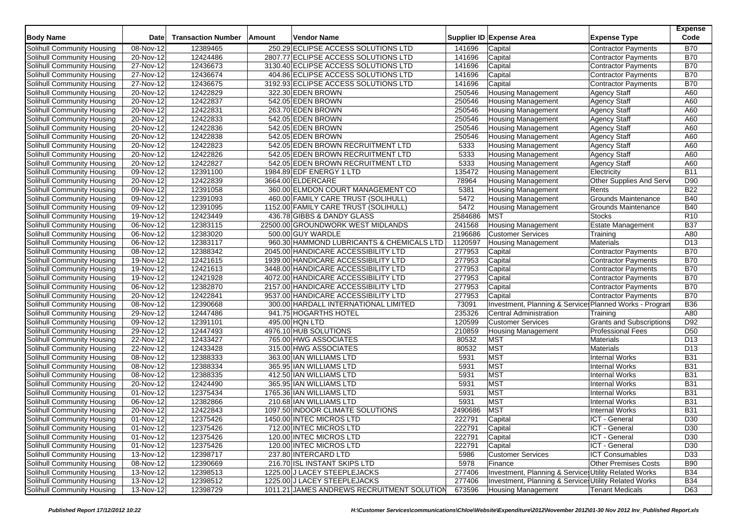| Body Name | Date | Transaction Number | Amount | Vendor Name | Supplier ID | Expense Area | Expense Type | Expense Code |
|---|---|---|---|---|---|---|---|---|
| Solihull Community Housing | 08-Nov-12 | 12389465 | 250.29 | ECLIPSE ACCESS SOLUTIONS LTD | 141696 | Capital | Contractor Payments | B70 |
| Solihull Community Housing | 20-Nov-12 | 12424486 | 2807.77 | ECLIPSE ACCESS SOLUTIONS LTD | 141696 | Capital | Contractor Payments | B70 |
| Solihull Community Housing | 27-Nov-12 | 12436673 | 3130.40 | ECLIPSE ACCESS SOLUTIONS LTD | 141696 | Capital | Contractor Payments | B70 |
| Solihull Community Housing | 27-Nov-12 | 12436674 | 404.86 | ECLIPSE ACCESS SOLUTIONS LTD | 141696 | Capital | Contractor Payments | B70 |
| Solihull Community Housing | 27-Nov-12 | 12436675 | 3192.93 | ECLIPSE ACCESS SOLUTIONS LTD | 141696 | Capital | Contractor Payments | B70 |
| Solihull Community Housing | 20-Nov-12 | 12422829 | 322.30 | EDEN BROWN | 250546 | Housing Management | Agency Staff | A60 |
| Solihull Community Housing | 20-Nov-12 | 12422837 | 542.05 | EDEN BROWN | 250546 | Housing Management | Agency Staff | A60 |
| Solihull Community Housing | 20-Nov-12 | 12422831 | 263.70 | EDEN BROWN | 250546 | Housing Management | Agency Staff | A60 |
| Solihull Community Housing | 20-Nov-12 | 12422833 | 542.05 | EDEN BROWN | 250546 | Housing Management | Agency Staff | A60 |
| Solihull Community Housing | 20-Nov-12 | 12422836 | 542.05 | EDEN BROWN | 250546 | Housing Management | Agency Staff | A60 |
| Solihull Community Housing | 20-Nov-12 | 12422838 | 542.05 | EDEN BROWN | 250546 | Housing Management | Agency Staff | A60 |
| Solihull Community Housing | 20-Nov-12 | 12422823 | 542.05 | EDEN BROWN RECRUITMENT LTD | 5333 | Housing Management | Agency Staff | A60 |
| Solihull Community Housing | 20-Nov-12 | 12422826 | 542.05 | EDEN BROWN RECRUITMENT LTD | 5333 | Housing Management | Agency Staff | A60 |
| Solihull Community Housing | 20-Nov-12 | 12422827 | 542.05 | EDEN BROWN RECRUITMENT LTD | 5333 | Housing Management | Agency Staff | A60 |
| Solihull Community Housing | 09-Nov-12 | 12391100 | 1984.89 | EDF ENERGY 1 LTD | 135472 | Housing Management | Electricity | B11 |
| Solihull Community Housing | 20-Nov-12 | 12422839 | 3664.00 | ELDERCARE | 78964 | Housing Management | Other Supplies And Servi | D90 |
| Solihull Community Housing | 09-Nov-12 | 12391058 | 360.00 | ELMDON COURT MANAGEMENT CO | 5381 | Housing Management | Rents | B22 |
| Solihull Community Housing | 09-Nov-12 | 12391093 | 460.00 | FAMILY CARE TRUST (SOLIHULL) | 5472 | Housing Management | Grounds Maintenance | B40 |
| Solihull Community Housing | 09-Nov-12 | 12391095 | 1152.00 | FAMILY CARE TRUST (SOLIHULL) | 5472 | Housing Management | Grounds Maintenance | B40 |
| Solihull Community Housing | 19-Nov-12 | 12423449 | 436.78 | GIBBS & DANDY GLASS | 2584686 | MST | Stocks | R10 |
| Solihull Community Housing | 06-Nov-12 | 12383115 | 22500.00 | GROUNDWORK WEST MIDLANDS | 241568 | Housing Management | Estate Management | B37 |
| Solihull Community Housing | 06-Nov-12 | 12383020 | 500.00 | GUY WARDLE | 2196686 | Customer Services | Training | A80 |
| Solihull Community Housing | 06-Nov-12 | 12383117 | 960.30 | HAMMOND LUBRICANTS & CHEMICALS LTD | 1120597 | Housing Management | Materials | D13 |
| Solihull Community Housing | 08-Nov-12 | 12388342 | 2045.00 | HANDICARE ACCESSIBILITY LTD | 277953 | Capital | Contractor Payments | B70 |
| Solihull Community Housing | 19-Nov-12 | 12421615 | 1939.00 | HANDICARE ACCESSIBILITY LTD | 277953 | Capital | Contractor Payments | B70 |
| Solihull Community Housing | 19-Nov-12 | 12421613 | 3448.00 | HANDICARE ACCESSIBILITY LTD | 277953 | Capital | Contractor Payments | B70 |
| Solihull Community Housing | 19-Nov-12 | 12421928 | 4072.00 | HANDICARE ACCESSIBILITY LTD | 277953 | Capital | Contractor Payments | B70 |
| Solihull Community Housing | 06-Nov-12 | 12382870 | 2157.00 | HANDICARE ACCESSIBILITY LTD | 277953 | Capital | Contractor Payments | B70 |
| Solihull Community Housing | 20-Nov-12 | 12422841 | 9537.00 | HANDICARE ACCESSIBILITY LTD | 277953 | Capital | Contractor Payments | B70 |
| Solihull Community Housing | 08-Nov-12 | 12390668 | 300.00 | HARDALL INTERNATIONAL LIMITED | 73091 | Investment, Planning & Services | Planned Works - Progran | B36 |
| Solihull Community Housing | 29-Nov-12 | 12447486 | 941.75 | HOGARTHS HOTEL | 235326 | Central Administration | Training | A80 |
| Solihull Community Housing | 09-Nov-12 | 12391101 | 495.00 | HQN LTD | 120599 | Customer Services | Grants and Subscriptions | D92 |
| Solihull Community Housing | 29-Nov-12 | 12447493 | 4976.10 | HUB SOLUTIONS | 210859 | Housing Management | Professional Fees | D50 |
| Solihull Community Housing | 22-Nov-12 | 12433427 | 765.00 | HWG ASSOCIATES | 80532 | MST | Materials | D13 |
| Solihull Community Housing | 22-Nov-12 | 12433428 | 315.00 | HWG ASSOCIATES | 80532 | MST | Materials | D13 |
| Solihull Community Housing | 08-Nov-12 | 12388333 | 363.00 | IAN WILLIAMS LTD | 5931 | MST | Internal Works | B31 |
| Solihull Community Housing | 08-Nov-12 | 12388334 | 365.95 | IAN WILLIAMS LTD | 5931 | MST | Internal Works | B31 |
| Solihull Community Housing | 08-Nov-12 | 12388335 | 412.50 | IAN WILLIAMS LTD | 5931 | MST | Internal Works | B31 |
| Solihull Community Housing | 20-Nov-12 | 12424490 | 365.95 | IAN WILLIAMS LTD | 5931 | MST | Internal Works | B31 |
| Solihull Community Housing | 01-Nov-12 | 12375434 | 1765.36 | IAN WILLIAMS LTD | 5931 | MST | Internal Works | B31 |
| Solihull Community Housing | 06-Nov-12 | 12382866 | 210.68 | IAN WILLIAMS LTD | 5931 | MST | Internal Works | B31 |
| Solihull Community Housing | 20-Nov-12 | 12422843 | 1097.50 | INDOOR CLIMATE SOLUTIONS | 2490686 | MST | Internal Works | B31 |
| Solihull Community Housing | 01-Nov-12 | 12375426 | 1450.00 | INTEC MICROS LTD | 222791 | Capital | ICT - General | D30 |
| Solihull Community Housing | 01-Nov-12 | 12375426 | 712.00 | INTEC MICROS LTD | 222791 | Capital | ICT - General | D30 |
| Solihull Community Housing | 01-Nov-12 | 12375426 | 120.00 | INTEC MICROS LTD | 222791 | Capital | ICT - General | D30 |
| Solihull Community Housing | 01-Nov-12 | 12375426 | 120.00 | INTEC MICROS LTD | 222791 | Capital | ICT - General | D30 |
| Solihull Community Housing | 13-Nov-12 | 12398717 | 237.80 | INTERCARD LTD | 5986 | Customer Services | ICT Consumables | D33 |
| Solihull Community Housing | 08-Nov-12 | 12390669 | 216.70 | ISL INSTANT SKIPS LTD | 5978 | Finance | Other Premises Costs | B90 |
| Solihull Community Housing | 13-Nov-12 | 12398513 | 1225.00 | J LACEY STEEPLEJACKS | 277406 | Investment, Planning & Services | Utility Related Works | B34 |
| Solihull Community Housing | 13-Nov-12 | 12398512 | 1225.00 | J LACEY STEEPLEJACKS | 277406 | Investment, Planning & Services | Utility Related Works | B34 |
| Solihull Community Housing | 13-Nov-12 | 12398729 | 1011.21 | JAMES ANDREWS RECRUITMENT SOLUTION | 673596 | Housing Management | Tenant Medicals | D63 |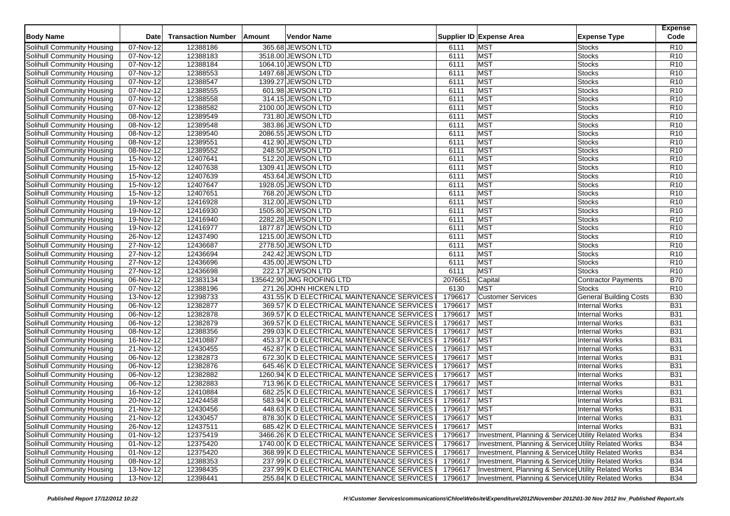| Body Name | Date | Transaction Number | Amount | Vendor Name | Supplier ID | Expense Area | Expense Type | Expense Code |
|---|---|---|---|---|---|---|---|---|
| Solihull Community Housing | 07-Nov-12 | 12388186 | 365.68 | JEWSON LTD | 6111 | MST | Stocks | R10 |
| Solihull Community Housing | 07-Nov-12 | 12388183 | 3518.00 | JEWSON LTD | 6111 | MST | Stocks | R10 |
| Solihull Community Housing | 07-Nov-12 | 12388184 | 1064.10 | JEWSON LTD | 6111 | MST | Stocks | R10 |
| Solihull Community Housing | 07-Nov-12 | 12388553 | 1497.68 | JEWSON LTD | 6111 | MST | Stocks | R10 |
| Solihull Community Housing | 07-Nov-12 | 12388547 | 1399.27 | JEWSON LTD | 6111 | MST | Stocks | R10 |
| Solihull Community Housing | 07-Nov-12 | 12388555 | 601.98 | JEWSON LTD | 6111 | MST | Stocks | R10 |
| Solihull Community Housing | 07-Nov-12 | 12388558 | 314.15 | JEWSON LTD | 6111 | MST | Stocks | R10 |
| Solihull Community Housing | 07-Nov-12 | 12388582 | 2100.00 | JEWSON LTD | 6111 | MST | Stocks | R10 |
| Solihull Community Housing | 08-Nov-12 | 12389549 | 731.80 | JEWSON LTD | 6111 | MST | Stocks | R10 |
| Solihull Community Housing | 08-Nov-12 | 12389548 | 383.86 | JEWSON LTD | 6111 | MST | Stocks | R10 |
| Solihull Community Housing | 08-Nov-12 | 12389540 | 2086.55 | JEWSON LTD | 6111 | MST | Stocks | R10 |
| Solihull Community Housing | 08-Nov-12 | 12389551 | 412.90 | JEWSON LTD | 6111 | MST | Stocks | R10 |
| Solihull Community Housing | 08-Nov-12 | 12389552 | 248.50 | JEWSON LTD | 6111 | MST | Stocks | R10 |
| Solihull Community Housing | 15-Nov-12 | 12407641 | 512.20 | JEWSON LTD | 6111 | MST | Stocks | R10 |
| Solihull Community Housing | 15-Nov-12 | 12407638 | 1309.41 | JEWSON LTD | 6111 | MST | Stocks | R10 |
| Solihull Community Housing | 15-Nov-12 | 12407639 | 453.64 | JEWSON LTD | 6111 | MST | Stocks | R10 |
| Solihull Community Housing | 15-Nov-12 | 12407647 | 1928.05 | JEWSON LTD | 6111 | MST | Stocks | R10 |
| Solihull Community Housing | 15-Nov-12 | 12407651 | 768.20 | JEWSON LTD | 6111 | MST | Stocks | R10 |
| Solihull Community Housing | 19-Nov-12 | 12416928 | 312.00 | JEWSON LTD | 6111 | MST | Stocks | R10 |
| Solihull Community Housing | 19-Nov-12 | 12416930 | 1505.80 | JEWSON LTD | 6111 | MST | Stocks | R10 |
| Solihull Community Housing | 19-Nov-12 | 12416940 | 2282.28 | JEWSON LTD | 6111 | MST | Stocks | R10 |
| Solihull Community Housing | 19-Nov-12 | 12416977 | 1877.87 | JEWSON LTD | 6111 | MST | Stocks | R10 |
| Solihull Community Housing | 26-Nov-12 | 12437490 | 1215.00 | JEWSON LTD | 6111 | MST | Stocks | R10 |
| Solihull Community Housing | 27-Nov-12 | 12436687 | 2778.50 | JEWSON LTD | 6111 | MST | Stocks | R10 |
| Solihull Community Housing | 27-Nov-12 | 12436694 | 242.42 | JEWSON LTD | 6111 | MST | Stocks | R10 |
| Solihull Community Housing | 27-Nov-12 | 12436696 | 435.00 | JEWSON LTD | 6111 | MST | Stocks | R10 |
| Solihull Community Housing | 27-Nov-12 | 12436698 | 222.17 | JEWSON LTD | 6111 | MST | Stocks | R10 |
| Solihull Community Housing | 06-Nov-12 | 12383134 | 135642.90 | JMG ROOFING LTD | 2076651 | Capital | Contractor Payments | B70 |
| Solihull Community Housing | 07-Nov-12 | 12388196 | 271.26 | JOHN HICKEN LTD | 6130 | MST | Stocks | R10 |
| Solihull Community Housing | 13-Nov-12 | 12398733 | 431.55 | K D ELECTRICAL MAINTENANCE SERVICES | 1796617 | Customer Services | General Building Costs | B30 |
| Solihull Community Housing | 06-Nov-12 | 12382877 | 369.57 | K D ELECTRICAL MAINTENANCE SERVICES | 1796617 | MST | Internal Works | B31 |
| Solihull Community Housing | 06-Nov-12 | 12382878 | 369.57 | K D ELECTRICAL MAINTENANCE SERVICES | 1796617 | MST | Internal Works | B31 |
| Solihull Community Housing | 06-Nov-12 | 12382879 | 369.57 | K D ELECTRICAL MAINTENANCE SERVICES | 1796617 | MST | Internal Works | B31 |
| Solihull Community Housing | 08-Nov-12 | 12388356 | 299.03 | K D ELECTRICAL MAINTENANCE SERVICES | 1796617 | MST | Internal Works | B31 |
| Solihull Community Housing | 16-Nov-12 | 12410887 | 453.37 | K D ELECTRICAL MAINTENANCE SERVICES | 1796617 | MST | Internal Works | B31 |
| Solihull Community Housing | 21-Nov-12 | 12430455 | 452.87 | K D ELECTRICAL MAINTENANCE SERVICES | 1796617 | MST | Internal Works | B31 |
| Solihull Community Housing | 06-Nov-12 | 12382873 | 672.30 | K D ELECTRICAL MAINTENANCE SERVICES | 1796617 | MST | Internal Works | B31 |
| Solihull Community Housing | 06-Nov-12 | 12382876 | 645.46 | K D ELECTRICAL MAINTENANCE SERVICES | 1796617 | MST | Internal Works | B31 |
| Solihull Community Housing | 06-Nov-12 | 12382882 | 1260.94 | K D ELECTRICAL MAINTENANCE SERVICES | 1796617 | MST | Internal Works | B31 |
| Solihull Community Housing | 06-Nov-12 | 12382883 | 713.96 | K D ELECTRICAL MAINTENANCE SERVICES | 1796617 | MST | Internal Works | B31 |
| Solihull Community Housing | 16-Nov-12 | 12410884 | 682.25 | K D ELECTRICAL MAINTENANCE SERVICES | 1796617 | MST | Internal Works | B31 |
| Solihull Community Housing | 20-Nov-12 | 12424458 | 583.94 | K D ELECTRICAL MAINTENANCE SERVICES | 1796617 | MST | Internal Works | B31 |
| Solihull Community Housing | 21-Nov-12 | 12430456 | 448.63 | K D ELECTRICAL MAINTENANCE SERVICES | 1796617 | MST | Internal Works | B31 |
| Solihull Community Housing | 21-Nov-12 | 12430457 | 878.30 | K D ELECTRICAL MAINTENANCE SERVICES | 1796617 | MST | Internal Works | B31 |
| Solihull Community Housing | 26-Nov-12 | 12437511 | 685.42 | K D ELECTRICAL MAINTENANCE SERVICES | 1796617 | MST | Internal Works | B31 |
| Solihull Community Housing | 01-Nov-12 | 12375419 | 3466.26 | K D ELECTRICAL MAINTENANCE SERVICES | 1796617 | Investment, Planning & Services | Utility Related Works | B34 |
| Solihull Community Housing | 01-Nov-12 | 12375420 | 1740.00 | K D ELECTRICAL MAINTENANCE SERVICES | 1796617 | Investment, Planning & Services | Utility Related Works | B34 |
| Solihull Community Housing | 01-Nov-12 | 12375420 | 368.99 | K D ELECTRICAL MAINTENANCE SERVICES | 1796617 | Investment, Planning & Services | Utility Related Works | B34 |
| Solihull Community Housing | 08-Nov-12 | 12388353 | 237.99 | K D ELECTRICAL MAINTENANCE SERVICES | 1796617 | Investment, Planning & Services | Utility Related Works | B34 |
| Solihull Community Housing | 13-Nov-12 | 12398435 | 237.99 | K D ELECTRICAL MAINTENANCE SERVICES | 1796617 | Investment, Planning & Services | Utility Related Works | B34 |
| Solihull Community Housing | 13-Nov-12 | 12398441 | 255.84 | K D ELECTRICAL MAINTENANCE SERVICES | 1796617 | Investment, Planning & Services | Utility Related Works | B34 |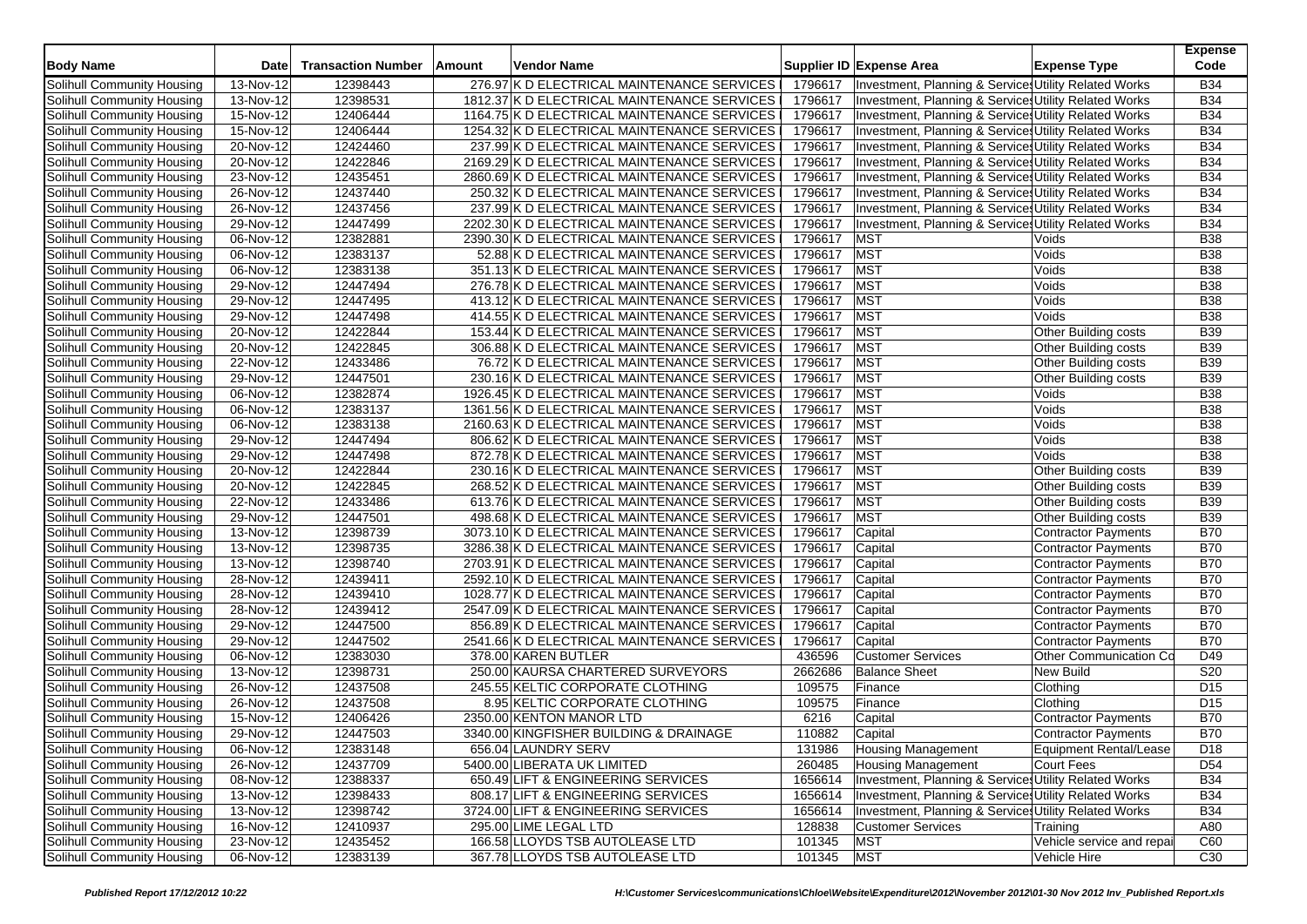| Body Name | Date | Transaction Number | Amount | Vendor Name | Supplier ID | Expense Area | Expense Type | Expense Code |
|---|---|---|---|---|---|---|---|---|
| Solihull Community Housing | 13-Nov-12 | 12398443 | 276.97 | K D ELECTRICAL MAINTENANCE SERVICES | 1796617 | Investment, Planning & Services | Utility Related Works | B34 |
| Solihull Community Housing | 13-Nov-12 | 12398531 | 1812.37 | K D ELECTRICAL MAINTENANCE SERVICES | 1796617 | Investment, Planning & Services | Utility Related Works | B34 |
| Solihull Community Housing | 15-Nov-12 | 12406444 | 1164.75 | K D ELECTRICAL MAINTENANCE SERVICES | 1796617 | Investment, Planning & Services | Utility Related Works | B34 |
| Solihull Community Housing | 15-Nov-12 | 12406444 | 1254.32 | K D ELECTRICAL MAINTENANCE SERVICES | 1796617 | Investment, Planning & Services | Utility Related Works | B34 |
| Solihull Community Housing | 20-Nov-12 | 12424460 | 237.99 | K D ELECTRICAL MAINTENANCE SERVICES | 1796617 | Investment, Planning & Services | Utility Related Works | B34 |
| Solihull Community Housing | 20-Nov-12 | 12422846 | 2169.29 | K D ELECTRICAL MAINTENANCE SERVICES | 1796617 | Investment, Planning & Services | Utility Related Works | B34 |
| Solihull Community Housing | 23-Nov-12 | 12435451 | 2860.69 | K D ELECTRICAL MAINTENANCE SERVICES | 1796617 | Investment, Planning & Services | Utility Related Works | B34 |
| Solihull Community Housing | 26-Nov-12 | 12437440 | 250.32 | K D ELECTRICAL MAINTENANCE SERVICES | 1796617 | Investment, Planning & Services | Utility Related Works | B34 |
| Solihull Community Housing | 26-Nov-12 | 12437456 | 237.99 | K D ELECTRICAL MAINTENANCE SERVICES | 1796617 | Investment, Planning & Services | Utility Related Works | B34 |
| Solihull Community Housing | 29-Nov-12 | 12447499 | 2202.30 | K D ELECTRICAL MAINTENANCE SERVICES | 1796617 | Investment, Planning & Services | Utility Related Works | B34 |
| Solihull Community Housing | 06-Nov-12 | 12382881 | 2390.30 | K D ELECTRICAL MAINTENANCE SERVICES | 1796617 | MST | Voids | B38 |
| Solihull Community Housing | 06-Nov-12 | 12383137 | 52.88 | K D ELECTRICAL MAINTENANCE SERVICES | 1796617 | MST | Voids | B38 |
| Solihull Community Housing | 06-Nov-12 | 12383138 | 351.13 | K D ELECTRICAL MAINTENANCE SERVICES | 1796617 | MST | Voids | B38 |
| Solihull Community Housing | 29-Nov-12 | 12447494 | 276.78 | K D ELECTRICAL MAINTENANCE SERVICES | 1796617 | MST | Voids | B38 |
| Solihull Community Housing | 29-Nov-12 | 12447495 | 413.12 | K D ELECTRICAL MAINTENANCE SERVICES | 1796617 | MST | Voids | B38 |
| Solihull Community Housing | 29-Nov-12 | 12447498 | 414.55 | K D ELECTRICAL MAINTENANCE SERVICES | 1796617 | MST | Voids | B38 |
| Solihull Community Housing | 20-Nov-12 | 12422844 | 153.44 | K D ELECTRICAL MAINTENANCE SERVICES | 1796617 | MST | Other Building costs | B39 |
| Solihull Community Housing | 20-Nov-12 | 12422845 | 306.88 | K D ELECTRICAL MAINTENANCE SERVICES | 1796617 | MST | Other Building costs | B39 |
| Solihull Community Housing | 22-Nov-12 | 12433486 | 76.72 | K D ELECTRICAL MAINTENANCE SERVICES | 1796617 | MST | Other Building costs | B39 |
| Solihull Community Housing | 29-Nov-12 | 12447501 | 230.16 | K D ELECTRICAL MAINTENANCE SERVICES | 1796617 | MST | Other Building costs | B39 |
| Solihull Community Housing | 06-Nov-12 | 12382874 | 1926.45 | K D ELECTRICAL MAINTENANCE SERVICES | 1796617 | MST | Voids | B38 |
| Solihull Community Housing | 06-Nov-12 | 12383137 | 1361.56 | K D ELECTRICAL MAINTENANCE SERVICES | 1796617 | MST | Voids | B38 |
| Solihull Community Housing | 06-Nov-12 | 12383138 | 2160.63 | K D ELECTRICAL MAINTENANCE SERVICES | 1796617 | MST | Voids | B38 |
| Solihull Community Housing | 29-Nov-12 | 12447494 | 806.62 | K D ELECTRICAL MAINTENANCE SERVICES | 1796617 | MST | Voids | B38 |
| Solihull Community Housing | 29-Nov-12 | 12447498 | 872.78 | K D ELECTRICAL MAINTENANCE SERVICES | 1796617 | MST | Voids | B38 |
| Solihull Community Housing | 20-Nov-12 | 12422844 | 230.16 | K D ELECTRICAL MAINTENANCE SERVICES | 1796617 | MST | Other Building costs | B39 |
| Solihull Community Housing | 20-Nov-12 | 12422845 | 268.52 | K D ELECTRICAL MAINTENANCE SERVICES | 1796617 | MST | Other Building costs | B39 |
| Solihull Community Housing | 22-Nov-12 | 12433486 | 613.76 | K D ELECTRICAL MAINTENANCE SERVICES | 1796617 | MST | Other Building costs | B39 |
| Solihull Community Housing | 29-Nov-12 | 12447501 | 498.68 | K D ELECTRICAL MAINTENANCE SERVICES | 1796617 | MST | Other Building costs | B39 |
| Solihull Community Housing | 13-Nov-12 | 12398739 | 3073.10 | K D ELECTRICAL MAINTENANCE SERVICES | 1796617 | Capital | Contractor Payments | B70 |
| Solihull Community Housing | 13-Nov-12 | 12398735 | 3286.38 | K D ELECTRICAL MAINTENANCE SERVICES | 1796617 | Capital | Contractor Payments | B70 |
| Solihull Community Housing | 13-Nov-12 | 12398740 | 2703.91 | K D ELECTRICAL MAINTENANCE SERVICES | 1796617 | Capital | Contractor Payments | B70 |
| Solihull Community Housing | 28-Nov-12 | 12439411 | 2592.10 | K D ELECTRICAL MAINTENANCE SERVICES | 1796617 | Capital | Contractor Payments | B70 |
| Solihull Community Housing | 28-Nov-12 | 12439410 | 1028.77 | K D ELECTRICAL MAINTENANCE SERVICES | 1796617 | Capital | Contractor Payments | B70 |
| Solihull Community Housing | 28-Nov-12 | 12439412 | 2547.09 | K D ELECTRICAL MAINTENANCE SERVICES | 1796617 | Capital | Contractor Payments | B70 |
| Solihull Community Housing | 29-Nov-12 | 12447500 | 856.89 | K D ELECTRICAL MAINTENANCE SERVICES | 1796617 | Capital | Contractor Payments | B70 |
| Solihull Community Housing | 29-Nov-12 | 12447502 | 2541.66 | K D ELECTRICAL MAINTENANCE SERVICES | 1796617 | Capital | Contractor Payments | B70 |
| Solihull Community Housing | 06-Nov-12 | 12383030 | 378.00 | KAREN BUTLER | 436596 | Customer Services | Other Communication Co | D49 |
| Solihull Community Housing | 13-Nov-12 | 12398731 | 250.00 | KAURSA CHARTERED SURVEYORS | 2662686 | Balance Sheet | New Build | S20 |
| Solihull Community Housing | 26-Nov-12 | 12437508 | 245.55 | KELTIC CORPORATE CLOTHING | 109575 | Finance | Clothing | D15 |
| Solihull Community Housing | 26-Nov-12 | 12437508 | 8.95 | KELTIC CORPORATE CLOTHING | 109575 | Finance | Clothing | D15 |
| Solihull Community Housing | 15-Nov-12 | 12406426 | 2350.00 | KENTON MANOR LTD | 6216 | Capital | Contractor Payments | B70 |
| Solihull Community Housing | 29-Nov-12 | 12447503 | 3340.00 | KINGFISHER BUILDING & DRAINAGE | 110882 | Capital | Contractor Payments | B70 |
| Solihull Community Housing | 06-Nov-12 | 12383148 | 656.04 | LAUNDRY SERV | 131986 | Housing Management | Equipment Rental/Lease | D18 |
| Solihull Community Housing | 26-Nov-12 | 12437709 | 5400.00 | LIBERATA UK LIMITED | 260485 | Housing Management | Court Fees | D54 |
| Solihull Community Housing | 08-Nov-12 | 12388337 | 650.49 | LIFT & ENGINEERING SERVICES | 1656614 | Investment, Planning & Services | Utility Related Works | B34 |
| Solihull Community Housing | 13-Nov-12 | 12398433 | 808.17 | LIFT & ENGINEERING SERVICES | 1656614 | Investment, Planning & Services | Utility Related Works | B34 |
| Solihull Community Housing | 13-Nov-12 | 12398742 | 3724.00 | LIFT & ENGINEERING SERVICES | 1656614 | Investment, Planning & Services | Utility Related Works | B34 |
| Solihull Community Housing | 16-Nov-12 | 12410937 | 295.00 | LIME LEGAL LTD | 128838 | Customer Services | Training | A80 |
| Solihull Community Housing | 23-Nov-12 | 12435452 | 166.58 | LLOYDS TSB AUTOLEASE LTD | 101345 | MST | Vehicle service and repai | C60 |
| Solihull Community Housing | 06-Nov-12 | 12383139 | 367.78 | LLOYDS TSB AUTOLEASE LTD | 101345 | MST | Vehicle Hire | C30 |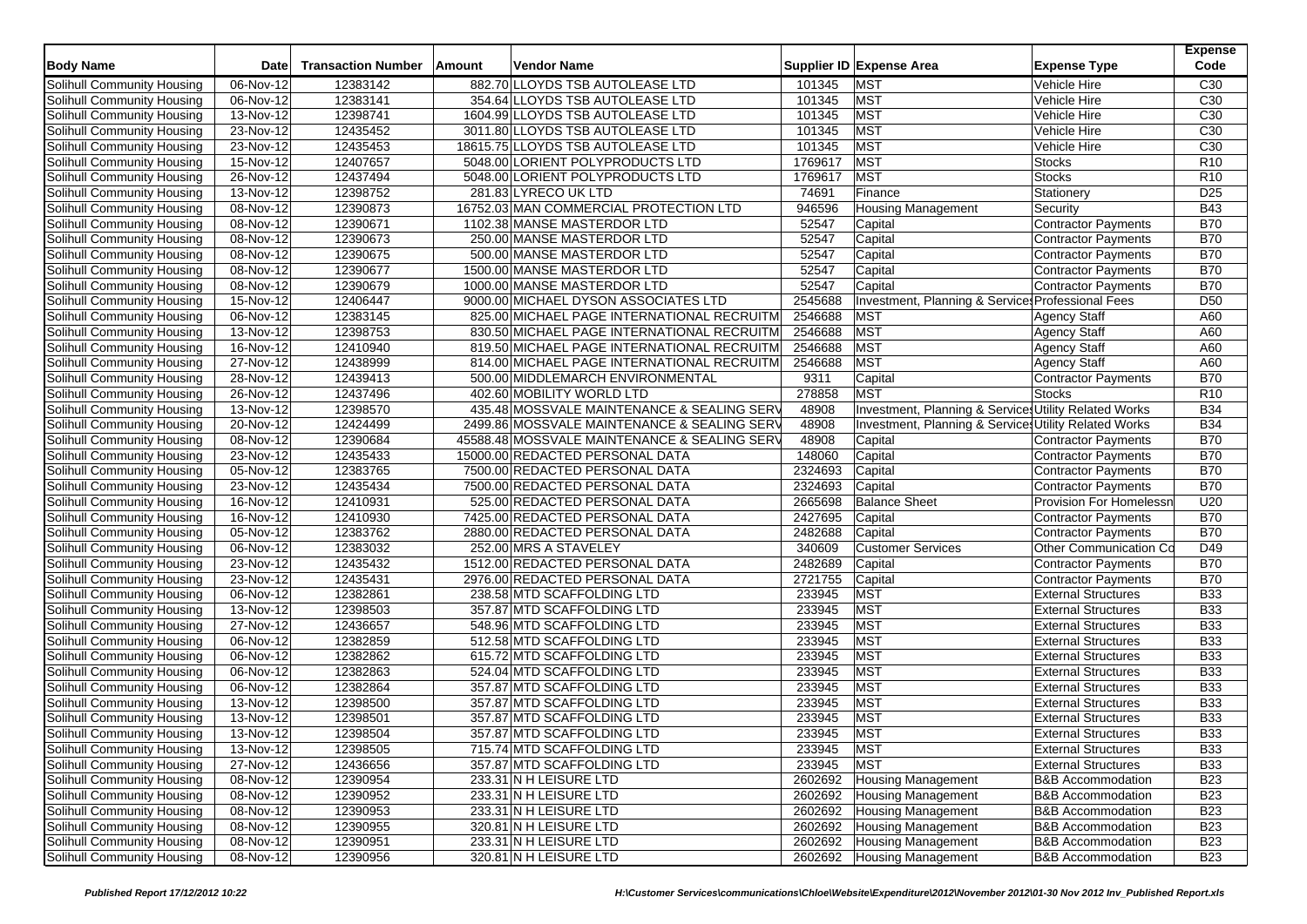| Body Name | Date | Transaction Number | Amount | Vendor Name | Supplier ID | Expense Area | Expense Type | Expense Code |
|---|---|---|---|---|---|---|---|---|
| Solihull Community Housing | 06-Nov-12 | 12383142 | 882.70 | LLOYDS TSB AUTOLEASE LTD | 101345 | MST | Vehicle Hire | C30 |
| Solihull Community Housing | 06-Nov-12 | 12383141 | 354.64 | LLOYDS TSB AUTOLEASE LTD | 101345 | MST | Vehicle Hire | C30 |
| Solihull Community Housing | 13-Nov-12 | 12398741 | 1604.99 | LLOYDS TSB AUTOLEASE LTD | 101345 | MST | Vehicle Hire | C30 |
| Solihull Community Housing | 23-Nov-12 | 12435452 | 3011.80 | LLOYDS TSB AUTOLEASE LTD | 101345 | MST | Vehicle Hire | C30 |
| Solihull Community Housing | 23-Nov-12 | 12435453 | 18615.75 | LLOYDS TSB AUTOLEASE LTD | 101345 | MST | Vehicle Hire | C30 |
| Solihull Community Housing | 15-Nov-12 | 12407657 | 5048.00 | LORIENT POLYPRODUCTS LTD | 1769617 | MST | Stocks | R10 |
| Solihull Community Housing | 26-Nov-12 | 12437494 | 5048.00 | LORIENT POLYPRODUCTS LTD | 1769617 | MST | Stocks | R10 |
| Solihull Community Housing | 13-Nov-12 | 12398752 | 281.83 | LYRECO UK LTD | 74691 | Finance | Stationery | D25 |
| Solihull Community Housing | 08-Nov-12 | 12390873 | 16752.03 | MAN COMMERCIAL PROTECTION LTD | 946596 | Housing Management | Security | B43 |
| Solihull Community Housing | 08-Nov-12 | 12390671 | 1102.38 | MANSE MASTERDOR LTD | 52547 | Capital | Contractor Payments | B70 |
| Solihull Community Housing | 08-Nov-12 | 12390673 | 250.00 | MANSE MASTERDOR LTD | 52547 | Capital | Contractor Payments | B70 |
| Solihull Community Housing | 08-Nov-12 | 12390675 | 500.00 | MANSE MASTERDOR LTD | 52547 | Capital | Contractor Payments | B70 |
| Solihull Community Housing | 08-Nov-12 | 12390677 | 1500.00 | MANSE MASTERDOR LTD | 52547 | Capital | Contractor Payments | B70 |
| Solihull Community Housing | 08-Nov-12 | 12390679 | 1000.00 | MANSE MASTERDOR LTD | 52547 | Capital | Contractor Payments | B70 |
| Solihull Community Housing | 15-Nov-12 | 12406447 | 9000.00 | MICHAEL DYSON ASSOCIATES LTD | 2545688 | Investment, Planning & Services | Professional Fees | D50 |
| Solihull Community Housing | 06-Nov-12 | 12383145 | 825.00 | MICHAEL PAGE INTERNATIONAL RECRUITM | 2546688 | MST | Agency Staff | A60 |
| Solihull Community Housing | 13-Nov-12 | 12398753 | 830.50 | MICHAEL PAGE INTERNATIONAL RECRUITM | 2546688 | MST | Agency Staff | A60 |
| Solihull Community Housing | 16-Nov-12 | 12410940 | 819.50 | MICHAEL PAGE INTERNATIONAL RECRUITM | 2546688 | MST | Agency Staff | A60 |
| Solihull Community Housing | 27-Nov-12 | 12438999 | 814.00 | MICHAEL PAGE INTERNATIONAL RECRUITM | 2546688 | MST | Agency Staff | A60 |
| Solihull Community Housing | 28-Nov-12 | 12439413 | 500.00 | MIDDLEMARCH ENVIRONMENTAL | 9311 | Capital | Contractor Payments | B70 |
| Solihull Community Housing | 26-Nov-12 | 12437496 | 402.60 | MOBILITY WORLD LTD | 278858 | MST | Stocks | R10 |
| Solihull Community Housing | 13-Nov-12 | 12398570 | 435.48 | MOSSVALE MAINTENANCE & SEALING SERV | 48908 | Investment, Planning & Services | Utility Related Works | B34 |
| Solihull Community Housing | 20-Nov-12 | 12424499 | 2499.86 | MOSSVALE MAINTENANCE & SEALING SERV | 48908 | Investment, Planning & Services | Utility Related Works | B34 |
| Solihull Community Housing | 08-Nov-12 | 12390684 | 45588.48 | MOSSVALE MAINTENANCE & SEALING SERV | 48908 | Capital | Contractor Payments | B70 |
| Solihull Community Housing | 23-Nov-12 | 12435433 | 15000.00 | REDACTED PERSONAL DATA | 148060 | Capital | Contractor Payments | B70 |
| Solihull Community Housing | 05-Nov-12 | 12383765 | 7500.00 | REDACTED PERSONAL DATA | 2324693 | Capital | Contractor Payments | B70 |
| Solihull Community Housing | 23-Nov-12 | 12435434 | 7500.00 | REDACTED PERSONAL DATA | 2324693 | Capital | Contractor Payments | B70 |
| Solihull Community Housing | 16-Nov-12 | 12410931 | 525.00 | REDACTED PERSONAL DATA | 2665698 | Balance Sheet | Provision For Homelessn | U20 |
| Solihull Community Housing | 16-Nov-12 | 12410930 | 7425.00 | REDACTED PERSONAL DATA | 2427695 | Capital | Contractor Payments | B70 |
| Solihull Community Housing | 05-Nov-12 | 12383762 | 2880.00 | REDACTED PERSONAL DATA | 2482688 | Capital | Contractor Payments | B70 |
| Solihull Community Housing | 06-Nov-12 | 12383032 | 252.00 | MRS A STAVELEY | 340609 | Customer Services | Other Communication Co | D49 |
| Solihull Community Housing | 23-Nov-12 | 12435432 | 1512.00 | REDACTED PERSONAL DATA | 2482689 | Capital | Contractor Payments | B70 |
| Solihull Community Housing | 23-Nov-12 | 12435431 | 2976.00 | REDACTED PERSONAL DATA | 2721755 | Capital | Contractor Payments | B70 |
| Solihull Community Housing | 06-Nov-12 | 12382861 | 238.58 | MTD SCAFFOLDING LTD | 233945 | MST | External Structures | B33 |
| Solihull Community Housing | 13-Nov-12 | 12398503 | 357.87 | MTD SCAFFOLDING LTD | 233945 | MST | External Structures | B33 |
| Solihull Community Housing | 27-Nov-12 | 12436657 | 548.96 | MTD SCAFFOLDING LTD | 233945 | MST | External Structures | B33 |
| Solihull Community Housing | 06-Nov-12 | 12382859 | 512.58 | MTD SCAFFOLDING LTD | 233945 | MST | External Structures | B33 |
| Solihull Community Housing | 06-Nov-12 | 12382862 | 615.72 | MTD SCAFFOLDING LTD | 233945 | MST | External Structures | B33 |
| Solihull Community Housing | 06-Nov-12 | 12382863 | 524.04 | MTD SCAFFOLDING LTD | 233945 | MST | External Structures | B33 |
| Solihull Community Housing | 06-Nov-12 | 12382864 | 357.87 | MTD SCAFFOLDING LTD | 233945 | MST | External Structures | B33 |
| Solihull Community Housing | 13-Nov-12 | 12398500 | 357.87 | MTD SCAFFOLDING LTD | 233945 | MST | External Structures | B33 |
| Solihull Community Housing | 13-Nov-12 | 12398501 | 357.87 | MTD SCAFFOLDING LTD | 233945 | MST | External Structures | B33 |
| Solihull Community Housing | 13-Nov-12 | 12398504 | 357.87 | MTD SCAFFOLDING LTD | 233945 | MST | External Structures | B33 |
| Solihull Community Housing | 13-Nov-12 | 12398505 | 715.74 | MTD SCAFFOLDING LTD | 233945 | MST | External Structures | B33 |
| Solihull Community Housing | 27-Nov-12 | 12436656 | 357.87 | MTD SCAFFOLDING LTD | 233945 | MST | External Structures | B33 |
| Solihull Community Housing | 08-Nov-12 | 12390954 | 233.31 | N H LEISURE LTD | 2602692 | Housing Management | B&B Accommodation | B23 |
| Solihull Community Housing | 08-Nov-12 | 12390952 | 233.31 | N H LEISURE LTD | 2602692 | Housing Management | B&B Accommodation | B23 |
| Solihull Community Housing | 08-Nov-12 | 12390953 | 233.31 | N H LEISURE LTD | 2602692 | Housing Management | B&B Accommodation | B23 |
| Solihull Community Housing | 08-Nov-12 | 12390955 | 320.81 | N H LEISURE LTD | 2602692 | Housing Management | B&B Accommodation | B23 |
| Solihull Community Housing | 08-Nov-12 | 12390951 | 233.31 | N H LEISURE LTD | 2602692 | Housing Management | B&B Accommodation | B23 |
| Solihull Community Housing | 08-Nov-12 | 12390956 | 320.81 | N H LEISURE LTD | 2602692 | Housing Management | B&B Accommodation | B23 |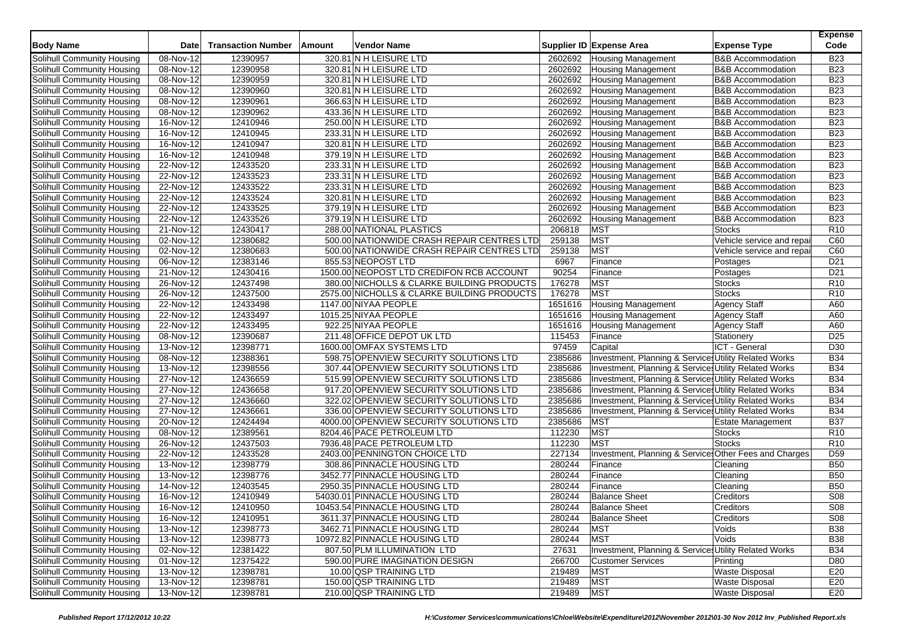| Body Name | Date | Transaction Number | Amount | Vendor Name | Supplier ID | Expense Area | Expense Type | Expense Code |
|---|---|---|---|---|---|---|---|---|
| Solihull Community Housing | 08-Nov-12 | 12390957 | 320.81 | N H LEISURE LTD | 2602692 | Housing Management | B&B Accommodation | B23 |
| Solihull Community Housing | 08-Nov-12 | 12390958 | 320.81 | N H LEISURE LTD | 2602692 | Housing Management | B&B Accommodation | B23 |
| Solihull Community Housing | 08-Nov-12 | 12390959 | 320.81 | N H LEISURE LTD | 2602692 | Housing Management | B&B Accommodation | B23 |
| Solihull Community Housing | 08-Nov-12 | 12390960 | 320.81 | N H LEISURE LTD | 2602692 | Housing Management | B&B Accommodation | B23 |
| Solihull Community Housing | 08-Nov-12 | 12390961 | 366.63 | N H LEISURE LTD | 2602692 | Housing Management | B&B Accommodation | B23 |
| Solihull Community Housing | 08-Nov-12 | 12390962 | 433.36 | N H LEISURE LTD | 2602692 | Housing Management | B&B Accommodation | B23 |
| Solihull Community Housing | 16-Nov-12 | 12410946 | 250.00 | N H LEISURE LTD | 2602692 | Housing Management | B&B Accommodation | B23 |
| Solihull Community Housing | 16-Nov-12 | 12410945 | 233.31 | N H LEISURE LTD | 2602692 | Housing Management | B&B Accommodation | B23 |
| Solihull Community Housing | 16-Nov-12 | 12410947 | 320.81 | N H LEISURE LTD | 2602692 | Housing Management | B&B Accommodation | B23 |
| Solihull Community Housing | 16-Nov-12 | 12410948 | 379.19 | N H LEISURE LTD | 2602692 | Housing Management | B&B Accommodation | B23 |
| Solihull Community Housing | 22-Nov-12 | 12433520 | 233.31 | N H LEISURE LTD | 2602692 | Housing Management | B&B Accommodation | B23 |
| Solihull Community Housing | 22-Nov-12 | 12433523 | 233.31 | N H LEISURE LTD | 2602692 | Housing Management | B&B Accommodation | B23 |
| Solihull Community Housing | 22-Nov-12 | 12433522 | 233.31 | N H LEISURE LTD | 2602692 | Housing Management | B&B Accommodation | B23 |
| Solihull Community Housing | 22-Nov-12 | 12433524 | 320.81 | N H LEISURE LTD | 2602692 | Housing Management | B&B Accommodation | B23 |
| Solihull Community Housing | 22-Nov-12 | 12433525 | 379.19 | N H LEISURE LTD | 2602692 | Housing Management | B&B Accommodation | B23 |
| Solihull Community Housing | 22-Nov-12 | 12433526 | 379.19 | N H LEISURE LTD | 2602692 | Housing Management | B&B Accommodation | B23 |
| Solihull Community Housing | 21-Nov-12 | 12430417 | 288.00 | NATIONAL PLASTICS | 206818 | MST | Stocks | R10 |
| Solihull Community Housing | 02-Nov-12 | 12380682 | 500.00 | NATIONWIDE CRASH REPAIR CENTRES LTD | 259138 | MST | Vehicle service and repai | C60 |
| Solihull Community Housing | 02-Nov-12 | 12380683 | 500.00 | NATIONWIDE CRASH REPAIR CENTRES LTD | 259138 | MST | Vehicle service and repai | C60 |
| Solihull Community Housing | 06-Nov-12 | 12383146 | 855.53 | NEOPOST LTD | 6967 | Finance | Postages | D21 |
| Solihull Community Housing | 21-Nov-12 | 12430416 | 1500.00 | NEOPOST LTD CREDIFON RCB ACCOUNT | 90254 | Finance | Postages | D21 |
| Solihull Community Housing | 26-Nov-12 | 12437498 | 380.00 | NICHOLLS & CLARKE BUILDING PRODUCTS | 176278 | MST | Stocks | R10 |
| Solihull Community Housing | 26-Nov-12 | 12437500 | 2575.00 | NICHOLLS & CLARKE BUILDING PRODUCTS | 176278 | MST | Stocks | R10 |
| Solihull Community Housing | 22-Nov-12 | 12433498 | 1147.00 | NIYAA PEOPLE | 1651616 | Housing Management | Agency Staff | A60 |
| Solihull Community Housing | 22-Nov-12 | 12433497 | 1015.25 | NIYAA PEOPLE | 1651616 | Housing Management | Agency Staff | A60 |
| Solihull Community Housing | 22-Nov-12 | 12433495 | 922.25 | NIYAA PEOPLE | 1651616 | Housing Management | Agency Staff | A60 |
| Solihull Community Housing | 08-Nov-12 | 12390687 | 211.48 | OFFICE DEPOT UK LTD | 115453 | Finance | Stationery | D25 |
| Solihull Community Housing | 13-Nov-12 | 12398771 | 1600.00 | OMFAX SYSTEMS LTD | 97459 | Capital | ICT - General | D30 |
| Solihull Community Housing | 08-Nov-12 | 12388361 | 598.75 | OPENVIEW SECURITY SOLUTIONS LTD | 2385686 | Investment, Planning & Services | Utility Related Works | B34 |
| Solihull Community Housing | 13-Nov-12 | 12398556 | 307.44 | OPENVIEW SECURITY SOLUTIONS LTD | 2385686 | Investment, Planning & Services | Utility Related Works | B34 |
| Solihull Community Housing | 27-Nov-12 | 12436659 | 515.99 | OPENVIEW SECURITY SOLUTIONS LTD | 2385686 | Investment, Planning & Services | Utility Related Works | B34 |
| Solihull Community Housing | 27-Nov-12 | 12436658 | 917.20 | OPENVIEW SECURITY SOLUTIONS LTD | 2385686 | Investment, Planning & Services | Utility Related Works | B34 |
| Solihull Community Housing | 27-Nov-12 | 12436660 | 322.02 | OPENVIEW SECURITY SOLUTIONS LTD | 2385686 | Investment, Planning & Services | Utility Related Works | B34 |
| Solihull Community Housing | 27-Nov-12 | 12436661 | 336.00 | OPENVIEW SECURITY SOLUTIONS LTD | 2385686 | Investment, Planning & Services | Utility Related Works | B34 |
| Solihull Community Housing | 20-Nov-12 | 12424494 | 4000.00 | OPENVIEW SECURITY SOLUTIONS LTD | 2385686 | MST | Estate Management | B37 |
| Solihull Community Housing | 08-Nov-12 | 12389561 | 8204.46 | PACE PETROLEUM LTD | 112230 | MST | Stocks | R10 |
| Solihull Community Housing | 26-Nov-12 | 12437503 | 7936.48 | PACE PETROLEUM LTD | 112230 | MST | Stocks | R10 |
| Solihull Community Housing | 22-Nov-12 | 12433528 | 2403.00 | PENNINGTON CHOICE LTD | 227134 | Investment, Planning & Services | Other Fees and Charges | D59 |
| Solihull Community Housing | 13-Nov-12 | 12398779 | 308.86 | PINNACLE HOUSING LTD | 280244 | Finance | Cleaning | B50 |
| Solihull Community Housing | 13-Nov-12 | 12398776 | 3452.77 | PINNACLE HOUSING LTD | 280244 | Finance | Cleaning | B50 |
| Solihull Community Housing | 14-Nov-12 | 12403545 | 2950.35 | PINNACLE HOUSING LTD | 280244 | Finance | Cleaning | B50 |
| Solihull Community Housing | 16-Nov-12 | 12410949 | 54030.01 | PINNACLE HOUSING LTD | 280244 | Balance Sheet | Creditors | S08 |
| Solihull Community Housing | 16-Nov-12 | 12410950 | 10453.54 | PINNACLE HOUSING LTD | 280244 | Balance Sheet | Creditors | S08 |
| Solihull Community Housing | 16-Nov-12 | 12410951 | 3611.37 | PINNACLE HOUSING LTD | 280244 | Balance Sheet | Creditors | S08 |
| Solihull Community Housing | 13-Nov-12 | 12398773 | 3462.71 | PINNACLE HOUSING LTD | 280244 | MST | Voids | B38 |
| Solihull Community Housing | 13-Nov-12 | 12398773 | 10972.82 | PINNACLE HOUSING LTD | 280244 | MST | Voids | B38 |
| Solihull Community Housing | 02-Nov-12 | 12381422 | 807.50 | PLM ILLUMINATION LTD | 27631 | Investment, Planning & Services | Utility Related Works | B34 |
| Solihull Community Housing | 01-Nov-12 | 12375422 | 590.00 | PURE IMAGINATION DESIGN | 266700 | Customer Services | Printing | D80 |
| Solihull Community Housing | 13-Nov-12 | 12398781 | 10.00 | QSP TRAINING LTD | 219489 | MST | Waste Disposal | E20 |
| Solihull Community Housing | 13-Nov-12 | 12398781 | 150.00 | QSP TRAINING LTD | 219489 | MST | Waste Disposal | E20 |
| Solihull Community Housing | 13-Nov-12 | 12398781 | 210.00 | QSP TRAINING LTD | 219489 | MST | Waste Disposal | E20 |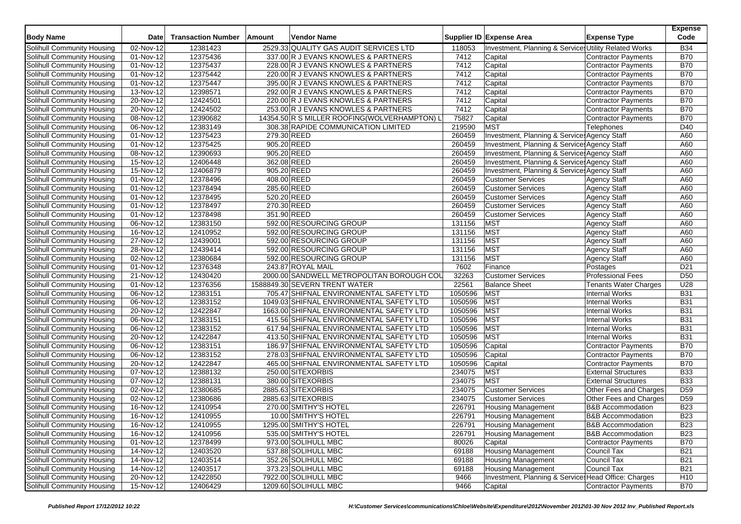| Body Name | Date | Transaction Number | Amount | Vendor Name | Supplier ID | Expense Area | Expense Type | Expense Code |
|---|---|---|---|---|---|---|---|---|
| Solihull Community Housing | 02-Nov-12 | 12381423 | 2529.33 | QUALITY GAS AUDIT SERVICES LTD | 118053 | Investment, Planning & Services | Utility Related Works | B34 |
| Solihull Community Housing | 01-Nov-12 | 12375436 | 337.00 | R J EVANS KNOWLES & PARTNERS | 7412 | Capital | Contractor Payments | B70 |
| Solihull Community Housing | 01-Nov-12 | 12375437 | 228.00 | R J EVANS KNOWLES & PARTNERS | 7412 | Capital | Contractor Payments | B70 |
| Solihull Community Housing | 01-Nov-12 | 12375442 | 220.00 | R J EVANS KNOWLES & PARTNERS | 7412 | Capital | Contractor Payments | B70 |
| Solihull Community Housing | 01-Nov-12 | 12375447 | 395.00 | R J EVANS KNOWLES & PARTNERS | 7412 | Capital | Contractor Payments | B70 |
| Solihull Community Housing | 13-Nov-12 | 12398571 | 292.00 | R J EVANS KNOWLES & PARTNERS | 7412 | Capital | Contractor Payments | B70 |
| Solihull Community Housing | 20-Nov-12 | 12424501 | 220.00 | R J EVANS KNOWLES & PARTNERS | 7412 | Capital | Contractor Payments | B70 |
| Solihull Community Housing | 20-Nov-12 | 12424502 | 253.00 | R J EVANS KNOWLES & PARTNERS | 7412 | Capital | Contractor Payments | B70 |
| Solihull Community Housing | 08-Nov-12 | 12390682 | 14354.50 | R S MILLER ROOFING(WOLVERHAMPTON) L | 75827 | Capital | Contractor Payments | B70 |
| Solihull Community Housing | 06-Nov-12 | 12383149 | 308.38 | RAPIDE COMMUNICATION LIMITED | 219590 | MST | Telephones | D40 |
| Solihull Community Housing | 01-Nov-12 | 12375423 | 279.30 | REED | 260459 | Investment, Planning & Services | Agency Staff | A60 |
| Solihull Community Housing | 01-Nov-12 | 12375425 | 905.20 | REED | 260459 | Investment, Planning & Services | Agency Staff | A60 |
| Solihull Community Housing | 08-Nov-12 | 12390693 | 905.20 | REED | 260459 | Investment, Planning & Services | Agency Staff | A60 |
| Solihull Community Housing | 15-Nov-12 | 12406448 | 362.08 | REED | 260459 | Investment, Planning & Services | Agency Staff | A60 |
| Solihull Community Housing | 15-Nov-12 | 12406879 | 905.20 | REED | 260459 | Investment, Planning & Services | Agency Staff | A60 |
| Solihull Community Housing | 01-Nov-12 | 12378496 | 408.00 | REED | 260459 | Customer Services | Agency Staff | A60 |
| Solihull Community Housing | 01-Nov-12 | 12378494 | 285.60 | REED | 260459 | Customer Services | Agency Staff | A60 |
| Solihull Community Housing | 01-Nov-12 | 12378495 | 520.20 | REED | 260459 | Customer Services | Agency Staff | A60 |
| Solihull Community Housing | 01-Nov-12 | 12378497 | 270.30 | REED | 260459 | Customer Services | Agency Staff | A60 |
| Solihull Community Housing | 01-Nov-12 | 12378498 | 351.90 | REED | 260459 | Customer Services | Agency Staff | A60 |
| Solihull Community Housing | 06-Nov-12 | 12383150 | 592.00 | RESOURCING GROUP | 131156 | MST | Agency Staff | A60 |
| Solihull Community Housing | 16-Nov-12 | 12410952 | 592.00 | RESOURCING GROUP | 131156 | MST | Agency Staff | A60 |
| Solihull Community Housing | 27-Nov-12 | 12439001 | 592.00 | RESOURCING GROUP | 131156 | MST | Agency Staff | A60 |
| Solihull Community Housing | 28-Nov-12 | 12439414 | 592.00 | RESOURCING GROUP | 131156 | MST | Agency Staff | A60 |
| Solihull Community Housing | 02-Nov-12 | 12380684 | 592.00 | RESOURCING GROUP | 131156 | MST | Agency Staff | A60 |
| Solihull Community Housing | 01-Nov-12 | 12376348 | 243.87 | ROYAL MAIL | 7602 | Finance | Postages | D21 |
| Solihull Community Housing | 21-Nov-12 | 12430420 | 2000.00 | SANDWELL METROPOLITAN BOROUGH COU | 32263 | Customer Services | Professional Fees | D50 |
| Solihull Community Housing | 01-Nov-12 | 12376356 | 1588849.30 | SEVERN TRENT WATER | 22561 | Balance Sheet | Tenants Water Charges | U28 |
| Solihull Community Housing | 06-Nov-12 | 12383151 | 705.47 | SHIFNAL ENVIRONMENTAL SAFETY LTD | 1050596 | MST | Internal Works | B31 |
| Solihull Community Housing | 06-Nov-12 | 12383152 | 1049.03 | SHIFNAL ENVIRONMENTAL SAFETY LTD | 1050596 | MST | Internal Works | B31 |
| Solihull Community Housing | 20-Nov-12 | 12422847 | 1663.00 | SHIFNAL ENVIRONMENTAL SAFETY LTD | 1050596 | MST | Internal Works | B31 |
| Solihull Community Housing | 06-Nov-12 | 12383151 | 415.56 | SHIFNAL ENVIRONMENTAL SAFETY LTD | 1050596 | MST | Internal Works | B31 |
| Solihull Community Housing | 06-Nov-12 | 12383152 | 617.94 | SHIFNAL ENVIRONMENTAL SAFETY LTD | 1050596 | MST | Internal Works | B31 |
| Solihull Community Housing | 20-Nov-12 | 12422847 | 413.50 | SHIFNAL ENVIRONMENTAL SAFETY LTD | 1050596 | MST | Internal Works | B31 |
| Solihull Community Housing | 06-Nov-12 | 12383151 | 186.97 | SHIFNAL ENVIRONMENTAL SAFETY LTD | 1050596 | Capital | Contractor Payments | B70 |
| Solihull Community Housing | 06-Nov-12 | 12383152 | 278.03 | SHIFNAL ENVIRONMENTAL SAFETY LTD | 1050596 | Capital | Contractor Payments | B70 |
| Solihull Community Housing | 20-Nov-12 | 12422847 | 465.00 | SHIFNAL ENVIRONMENTAL SAFETY LTD | 1050596 | Capital | Contractor Payments | B70 |
| Solihull Community Housing | 07-Nov-12 | 12388132 | 250.00 | SITEXORBIS | 234075 | MST | External Structures | B33 |
| Solihull Community Housing | 07-Nov-12 | 12388131 | 380.00 | SITEXORBIS | 234075 | MST | External Structures | B33 |
| Solihull Community Housing | 02-Nov-12 | 12380685 | 2885.63 | SITEXORBIS | 234075 | Customer Services | Other Fees and Charges | D59 |
| Solihull Community Housing | 02-Nov-12 | 12380686 | 2885.63 | SITEXORBIS | 234075 | Customer Services | Other Fees and Charges | D59 |
| Solihull Community Housing | 16-Nov-12 | 12410954 | 270.00 | SMITHY'S HOTEL | 226791 | Housing Management | B&B Accommodation | B23 |
| Solihull Community Housing | 16-Nov-12 | 12410955 | 10.00 | SMITHY'S HOTEL | 226791 | Housing Management | B&B Accommodation | B23 |
| Solihull Community Housing | 16-Nov-12 | 12410955 | 1295.00 | SMITHY'S HOTEL | 226791 | Housing Management | B&B Accommodation | B23 |
| Solihull Community Housing | 16-Nov-12 | 12410956 | 535.00 | SMITHY'S HOTEL | 226791 | Housing Management | B&B Accommodation | B23 |
| Solihull Community Housing | 01-Nov-12 | 12378499 | 973.00 | SOLIHULL MBC | 80026 | Capital | Contractor Payments | B70 |
| Solihull Community Housing | 14-Nov-12 | 12403520 | 537.88 | SOLIHULL MBC | 69188 | Housing Management | Council Tax | B21 |
| Solihull Community Housing | 14-Nov-12 | 12403514 | 352.26 | SOLIHULL MBC | 69188 | Housing Management | Council Tax | B21 |
| Solihull Community Housing | 14-Nov-12 | 12403517 | 373.23 | SOLIHULL MBC | 69188 | Housing Management | Council Tax | B21 |
| Solihull Community Housing | 20-Nov-12 | 12422850 | 7922.00 | SOLIHULL MBC | 9466 | Investment, Planning & Services | Head Office: Charges | H10 |
| Solihull Community Housing | 15-Nov-12 | 12406429 | 1209.60 | SOLIHULL MBC | 9466 | Capital | Contractor Payments | B70 |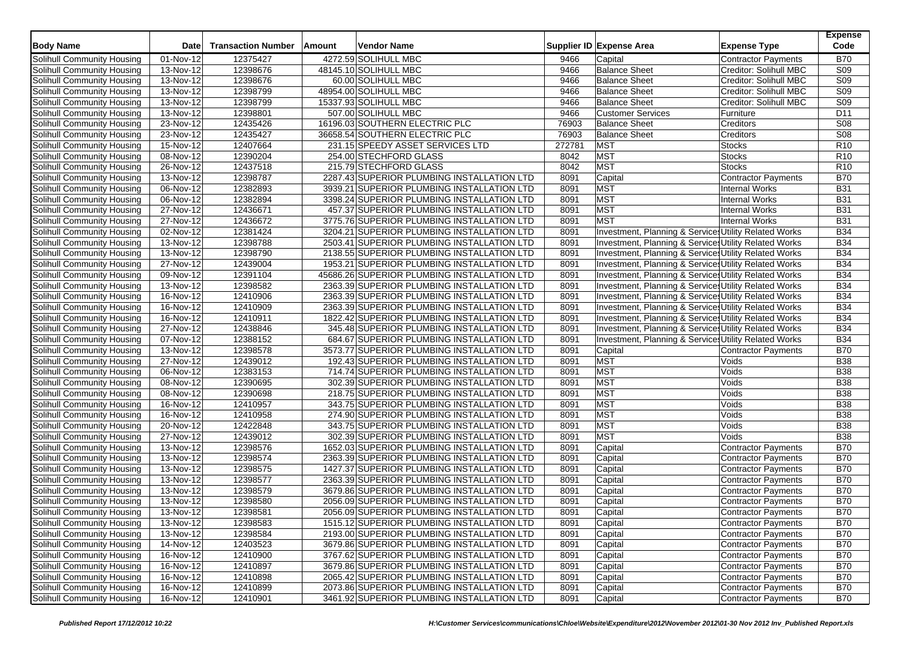| Body Name | Date | Transaction Number | Amount | Vendor Name | Supplier ID | Expense Area | Expense Type | Expense Code |
|---|---|---|---|---|---|---|---|---|
| Solihull Community Housing | 01-Nov-12 | 12375427 | 4272.59 | SOLIHULL MBC | 9466 | Capital | Contractor Payments | B70 |
| Solihull Community Housing | 13-Nov-12 | 12398676 | 48145.10 | SOLIHULL MBC | 9466 | Balance Sheet | Creditor: Solihull MBC | S09 |
| Solihull Community Housing | 13-Nov-12 | 12398676 | 60.00 | SOLIHULL MBC | 9466 | Balance Sheet | Creditor: Solihull MBC | S09 |
| Solihull Community Housing | 13-Nov-12 | 12398799 | 48954.00 | SOLIHULL MBC | 9466 | Balance Sheet | Creditor: Solihull MBC | S09 |
| Solihull Community Housing | 13-Nov-12 | 12398799 | 15337.93 | SOLIHULL MBC | 9466 | Balance Sheet | Creditor: Solihull MBC | S09 |
| Solihull Community Housing | 13-Nov-12 | 12398801 | 507.00 | SOLIHULL MBC | 9466 | Customer Services | Furniture | D11 |
| Solihull Community Housing | 23-Nov-12 | 12435426 | 16196.03 | SOUTHERN ELECTRIC PLC | 76903 | Balance Sheet | Creditors | S08 |
| Solihull Community Housing | 23-Nov-12 | 12435427 | 36658.54 | SOUTHERN ELECTRIC PLC | 76903 | Balance Sheet | Creditors | S08 |
| Solihull Community Housing | 15-Nov-12 | 12407664 | 231.15 | SPEEDY ASSET SERVICES LTD | 272781 | MST | Stocks | R10 |
| Solihull Community Housing | 08-Nov-12 | 12390204 | 254.00 | STECHFORD GLASS | 8042 | MST | Stocks | R10 |
| Solihull Community Housing | 26-Nov-12 | 12437518 | 215.79 | STECHFORD GLASS | 8042 | MST | Stocks | R10 |
| Solihull Community Housing | 13-Nov-12 | 12398787 | 2287.43 | SUPERIOR PLUMBING INSTALLATION LTD | 8091 | Capital | Contractor Payments | B70 |
| Solihull Community Housing | 06-Nov-12 | 12382893 | 3939.21 | SUPERIOR PLUMBING INSTALLATION LTD | 8091 | MST | Internal Works | B31 |
| Solihull Community Housing | 06-Nov-12 | 12382894 | 3398.24 | SUPERIOR PLUMBING INSTALLATION LTD | 8091 | MST | Internal Works | B31 |
| Solihull Community Housing | 27-Nov-12 | 12436671 | 457.37 | SUPERIOR PLUMBING INSTALLATION LTD | 8091 | MST | Internal Works | B31 |
| Solihull Community Housing | 27-Nov-12 | 12436672 | 3775.76 | SUPERIOR PLUMBING INSTALLATION LTD | 8091 | MST | Internal Works | B31 |
| Solihull Community Housing | 02-Nov-12 | 12381424 | 3204.21 | SUPERIOR PLUMBING INSTALLATION LTD | 8091 | Investment, Planning & Services | Utility Related Works | B34 |
| Solihull Community Housing | 13-Nov-12 | 12398788 | 2503.41 | SUPERIOR PLUMBING INSTALLATION LTD | 8091 | Investment, Planning & Services | Utility Related Works | B34 |
| Solihull Community Housing | 13-Nov-12 | 12398790 | 2138.55 | SUPERIOR PLUMBING INSTALLATION LTD | 8091 | Investment, Planning & Services | Utility Related Works | B34 |
| Solihull Community Housing | 27-Nov-12 | 12439004 | 1953.21 | SUPERIOR PLUMBING INSTALLATION LTD | 8091 | Investment, Planning & Services | Utility Related Works | B34 |
| Solihull Community Housing | 09-Nov-12 | 12391104 | 45686.26 | SUPERIOR PLUMBING INSTALLATION LTD | 8091 | Investment, Planning & Services | Utility Related Works | B34 |
| Solihull Community Housing | 13-Nov-12 | 12398582 | 2363.39 | SUPERIOR PLUMBING INSTALLATION LTD | 8091 | Investment, Planning & Services | Utility Related Works | B34 |
| Solihull Community Housing | 16-Nov-12 | 12410906 | 2363.39 | SUPERIOR PLUMBING INSTALLATION LTD | 8091 | Investment, Planning & Services | Utility Related Works | B34 |
| Solihull Community Housing | 16-Nov-12 | 12410909 | 2363.39 | SUPERIOR PLUMBING INSTALLATION LTD | 8091 | Investment, Planning & Services | Utility Related Works | B34 |
| Solihull Community Housing | 16-Nov-12 | 12410911 | 1822.42 | SUPERIOR PLUMBING INSTALLATION LTD | 8091 | Investment, Planning & Services | Utility Related Works | B34 |
| Solihull Community Housing | 27-Nov-12 | 12438846 | 345.48 | SUPERIOR PLUMBING INSTALLATION LTD | 8091 | Investment, Planning & Services | Utility Related Works | B34 |
| Solihull Community Housing | 07-Nov-12 | 12388152 | 684.67 | SUPERIOR PLUMBING INSTALLATION LTD | 8091 | Investment, Planning & Services | Utility Related Works | B34 |
| Solihull Community Housing | 13-Nov-12 | 12398578 | 3573.77 | SUPERIOR PLUMBING INSTALLATION LTD | 8091 | Capital | Contractor Payments | B70 |
| Solihull Community Housing | 27-Nov-12 | 12439012 | 192.43 | SUPERIOR PLUMBING INSTALLATION LTD | 8091 | MST | Voids | B38 |
| Solihull Community Housing | 06-Nov-12 | 12383153 | 714.74 | SUPERIOR PLUMBING INSTALLATION LTD | 8091 | MST | Voids | B38 |
| Solihull Community Housing | 08-Nov-12 | 12390695 | 302.39 | SUPERIOR PLUMBING INSTALLATION LTD | 8091 | MST | Voids | B38 |
| Solihull Community Housing | 08-Nov-12 | 12390698 | 218.75 | SUPERIOR PLUMBING INSTALLATION LTD | 8091 | MST | Voids | B38 |
| Solihull Community Housing | 16-Nov-12 | 12410957 | 343.75 | SUPERIOR PLUMBING INSTALLATION LTD | 8091 | MST | Voids | B38 |
| Solihull Community Housing | 16-Nov-12 | 12410958 | 274.90 | SUPERIOR PLUMBING INSTALLATION LTD | 8091 | MST | Voids | B38 |
| Solihull Community Housing | 20-Nov-12 | 12422848 | 343.75 | SUPERIOR PLUMBING INSTALLATION LTD | 8091 | MST | Voids | B38 |
| Solihull Community Housing | 27-Nov-12 | 12439012 | 302.39 | SUPERIOR PLUMBING INSTALLATION LTD | 8091 | MST | Voids | B38 |
| Solihull Community Housing | 13-Nov-12 | 12398576 | 1652.03 | SUPERIOR PLUMBING INSTALLATION LTD | 8091 | Capital | Contractor Payments | B70 |
| Solihull Community Housing | 13-Nov-12 | 12398574 | 2363.39 | SUPERIOR PLUMBING INSTALLATION LTD | 8091 | Capital | Contractor Payments | B70 |
| Solihull Community Housing | 13-Nov-12 | 12398575 | 1427.37 | SUPERIOR PLUMBING INSTALLATION LTD | 8091 | Capital | Contractor Payments | B70 |
| Solihull Community Housing | 13-Nov-12 | 12398577 | 2363.39 | SUPERIOR PLUMBING INSTALLATION LTD | 8091 | Capital | Contractor Payments | B70 |
| Solihull Community Housing | 13-Nov-12 | 12398579 | 3679.86 | SUPERIOR PLUMBING INSTALLATION LTD | 8091 | Capital | Contractor Payments | B70 |
| Solihull Community Housing | 13-Nov-12 | 12398580 | 2056.09 | SUPERIOR PLUMBING INSTALLATION LTD | 8091 | Capital | Contractor Payments | B70 |
| Solihull Community Housing | 13-Nov-12 | 12398581 | 2056.09 | SUPERIOR PLUMBING INSTALLATION LTD | 8091 | Capital | Contractor Payments | B70 |
| Solihull Community Housing | 13-Nov-12 | 12398583 | 1515.12 | SUPERIOR PLUMBING INSTALLATION LTD | 8091 | Capital | Contractor Payments | B70 |
| Solihull Community Housing | 13-Nov-12 | 12398584 | 2193.00 | SUPERIOR PLUMBING INSTALLATION LTD | 8091 | Capital | Contractor Payments | B70 |
| Solihull Community Housing | 14-Nov-12 | 12403523 | 3679.86 | SUPERIOR PLUMBING INSTALLATION LTD | 8091 | Capital | Contractor Payments | B70 |
| Solihull Community Housing | 16-Nov-12 | 12410900 | 3767.62 | SUPERIOR PLUMBING INSTALLATION LTD | 8091 | Capital | Contractor Payments | B70 |
| Solihull Community Housing | 16-Nov-12 | 12410897 | 3679.86 | SUPERIOR PLUMBING INSTALLATION LTD | 8091 | Capital | Contractor Payments | B70 |
| Solihull Community Housing | 16-Nov-12 | 12410898 | 2065.42 | SUPERIOR PLUMBING INSTALLATION LTD | 8091 | Capital | Contractor Payments | B70 |
| Solihull Community Housing | 16-Nov-12 | 12410899 | 2073.86 | SUPERIOR PLUMBING INSTALLATION LTD | 8091 | Capital | Contractor Payments | B70 |
| Solihull Community Housing | 16-Nov-12 | 12410901 | 3461.92 | SUPERIOR PLUMBING INSTALLATION LTD | 8091 | Capital | Contractor Payments | B70 |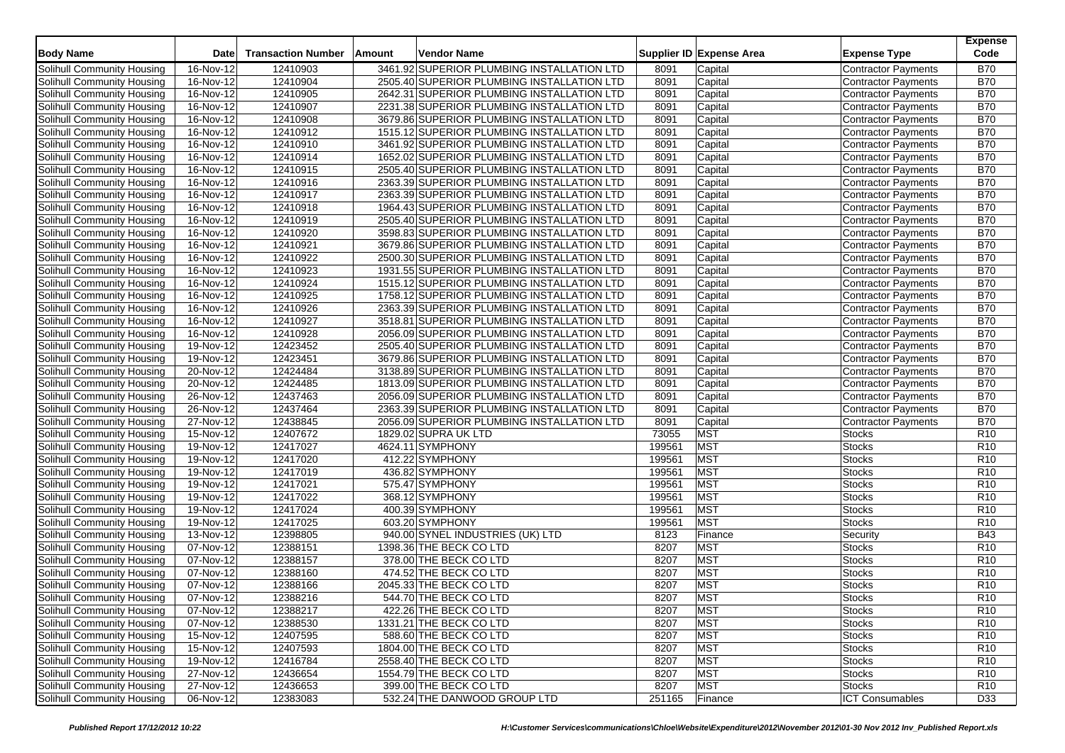| Body Name | Date | Transaction Number | Amount | Vendor Name | Supplier ID | Expense Area | Expense Type | Expense Code |
|---|---|---|---|---|---|---|---|---|
| Solihull Community Housing | 16-Nov-12 | 12410903 | 3461.92 | SUPERIOR PLUMBING INSTALLATION LTD | 8091 | Capital | Contractor Payments | B70 |
| Solihull Community Housing | 16-Nov-12 | 12410904 | 2505.40 | SUPERIOR PLUMBING INSTALLATION LTD | 8091 | Capital | Contractor Payments | B70 |
| Solihull Community Housing | 16-Nov-12 | 12410905 | 2642.31 | SUPERIOR PLUMBING INSTALLATION LTD | 8091 | Capital | Contractor Payments | B70 |
| Solihull Community Housing | 16-Nov-12 | 12410907 | 2231.38 | SUPERIOR PLUMBING INSTALLATION LTD | 8091 | Capital | Contractor Payments | B70 |
| Solihull Community Housing | 16-Nov-12 | 12410908 | 3679.86 | SUPERIOR PLUMBING INSTALLATION LTD | 8091 | Capital | Contractor Payments | B70 |
| Solihull Community Housing | 16-Nov-12 | 12410912 | 1515.12 | SUPERIOR PLUMBING INSTALLATION LTD | 8091 | Capital | Contractor Payments | B70 |
| Solihull Community Housing | 16-Nov-12 | 12410910 | 3461.92 | SUPERIOR PLUMBING INSTALLATION LTD | 8091 | Capital | Contractor Payments | B70 |
| Solihull Community Housing | 16-Nov-12 | 12410914 | 1652.02 | SUPERIOR PLUMBING INSTALLATION LTD | 8091 | Capital | Contractor Payments | B70 |
| Solihull Community Housing | 16-Nov-12 | 12410915 | 2505.40 | SUPERIOR PLUMBING INSTALLATION LTD | 8091 | Capital | Contractor Payments | B70 |
| Solihull Community Housing | 16-Nov-12 | 12410916 | 2363.39 | SUPERIOR PLUMBING INSTALLATION LTD | 8091 | Capital | Contractor Payments | B70 |
| Solihull Community Housing | 16-Nov-12 | 12410917 | 2363.39 | SUPERIOR PLUMBING INSTALLATION LTD | 8091 | Capital | Contractor Payments | B70 |
| Solihull Community Housing | 16-Nov-12 | 12410918 | 1964.43 | SUPERIOR PLUMBING INSTALLATION LTD | 8091 | Capital | Contractor Payments | B70 |
| Solihull Community Housing | 16-Nov-12 | 12410919 | 2505.40 | SUPERIOR PLUMBING INSTALLATION LTD | 8091 | Capital | Contractor Payments | B70 |
| Solihull Community Housing | 16-Nov-12 | 12410920 | 3598.83 | SUPERIOR PLUMBING INSTALLATION LTD | 8091 | Capital | Contractor Payments | B70 |
| Solihull Community Housing | 16-Nov-12 | 12410921 | 3679.86 | SUPERIOR PLUMBING INSTALLATION LTD | 8091 | Capital | Contractor Payments | B70 |
| Solihull Community Housing | 16-Nov-12 | 12410922 | 2500.30 | SUPERIOR PLUMBING INSTALLATION LTD | 8091 | Capital | Contractor Payments | B70 |
| Solihull Community Housing | 16-Nov-12 | 12410923 | 1931.55 | SUPERIOR PLUMBING INSTALLATION LTD | 8091 | Capital | Contractor Payments | B70 |
| Solihull Community Housing | 16-Nov-12 | 12410924 | 1515.12 | SUPERIOR PLUMBING INSTALLATION LTD | 8091 | Capital | Contractor Payments | B70 |
| Solihull Community Housing | 16-Nov-12 | 12410925 | 1758.12 | SUPERIOR PLUMBING INSTALLATION LTD | 8091 | Capital | Contractor Payments | B70 |
| Solihull Community Housing | 16-Nov-12 | 12410926 | 2363.39 | SUPERIOR PLUMBING INSTALLATION LTD | 8091 | Capital | Contractor Payments | B70 |
| Solihull Community Housing | 16-Nov-12 | 12410927 | 3518.81 | SUPERIOR PLUMBING INSTALLATION LTD | 8091 | Capital | Contractor Payments | B70 |
| Solihull Community Housing | 16-Nov-12 | 12410928 | 2056.09 | SUPERIOR PLUMBING INSTALLATION LTD | 8091 | Capital | Contractor Payments | B70 |
| Solihull Community Housing | 19-Nov-12 | 12423452 | 2505.40 | SUPERIOR PLUMBING INSTALLATION LTD | 8091 | Capital | Contractor Payments | B70 |
| Solihull Community Housing | 19-Nov-12 | 12423451 | 3679.86 | SUPERIOR PLUMBING INSTALLATION LTD | 8091 | Capital | Contractor Payments | B70 |
| Solihull Community Housing | 20-Nov-12 | 12424484 | 3138.89 | SUPERIOR PLUMBING INSTALLATION LTD | 8091 | Capital | Contractor Payments | B70 |
| Solihull Community Housing | 20-Nov-12 | 12424485 | 1813.09 | SUPERIOR PLUMBING INSTALLATION LTD | 8091 | Capital | Contractor Payments | B70 |
| Solihull Community Housing | 26-Nov-12 | 12437463 | 2056.09 | SUPERIOR PLUMBING INSTALLATION LTD | 8091 | Capital | Contractor Payments | B70 |
| Solihull Community Housing | 26-Nov-12 | 12437464 | 2363.39 | SUPERIOR PLUMBING INSTALLATION LTD | 8091 | Capital | Contractor Payments | B70 |
| Solihull Community Housing | 27-Nov-12 | 12438845 | 2056.09 | SUPERIOR PLUMBING INSTALLATION LTD | 8091 | Capital | Contractor Payments | B70 |
| Solihull Community Housing | 15-Nov-12 | 12407672 | 1829.02 | SUPRA UK LTD | 73055 | MST | Stocks | R10 |
| Solihull Community Housing | 19-Nov-12 | 12417027 | 4624.11 | SYMPHONY | 199561 | MST | Stocks | R10 |
| Solihull Community Housing | 19-Nov-12 | 12417020 | 412.22 | SYMPHONY | 199561 | MST | Stocks | R10 |
| Solihull Community Housing | 19-Nov-12 | 12417019 | 436.82 | SYMPHONY | 199561 | MST | Stocks | R10 |
| Solihull Community Housing | 19-Nov-12 | 12417021 | 575.47 | SYMPHONY | 199561 | MST | Stocks | R10 |
| Solihull Community Housing | 19-Nov-12 | 12417022 | 368.12 | SYMPHONY | 199561 | MST | Stocks | R10 |
| Solihull Community Housing | 19-Nov-12 | 12417024 | 400.39 | SYMPHONY | 199561 | MST | Stocks | R10 |
| Solihull Community Housing | 19-Nov-12 | 12417025 | 603.20 | SYMPHONY | 199561 | MST | Stocks | R10 |
| Solihull Community Housing | 13-Nov-12 | 12398805 | 940.00 | SYNEL INDUSTRIES (UK) LTD | 8123 | Finance | Security | B43 |
| Solihull Community Housing | 07-Nov-12 | 12388151 | 1398.36 | THE BECK CO LTD | 8207 | MST | Stocks | R10 |
| Solihull Community Housing | 07-Nov-12 | 12388157 | 378.00 | THE BECK CO LTD | 8207 | MST | Stocks | R10 |
| Solihull Community Housing | 07-Nov-12 | 12388160 | 474.52 | THE BECK CO LTD | 8207 | MST | Stocks | R10 |
| Solihull Community Housing | 07-Nov-12 | 12388166 | 2045.33 | THE BECK CO LTD | 8207 | MST | Stocks | R10 |
| Solihull Community Housing | 07-Nov-12 | 12388216 | 544.70 | THE BECK CO LTD | 8207 | MST | Stocks | R10 |
| Solihull Community Housing | 07-Nov-12 | 12388217 | 422.26 | THE BECK CO LTD | 8207 | MST | Stocks | R10 |
| Solihull Community Housing | 07-Nov-12 | 12388530 | 1331.21 | THE BECK CO LTD | 8207 | MST | Stocks | R10 |
| Solihull Community Housing | 15-Nov-12 | 12407595 | 588.60 | THE BECK CO LTD | 8207 | MST | Stocks | R10 |
| Solihull Community Housing | 15-Nov-12 | 12407593 | 1804.00 | THE BECK CO LTD | 8207 | MST | Stocks | R10 |
| Solihull Community Housing | 19-Nov-12 | 12416784 | 2558.40 | THE BECK CO LTD | 8207 | MST | Stocks | R10 |
| Solihull Community Housing | 27-Nov-12 | 12436654 | 1554.79 | THE BECK CO LTD | 8207 | MST | Stocks | R10 |
| Solihull Community Housing | 27-Nov-12 | 12436653 | 399.00 | THE BECK CO LTD | 8207 | MST | Stocks | R10 |
| Solihull Community Housing | 06-Nov-12 | 12383083 | 532.24 | THE DANWOOD GROUP LTD | 251165 | Finance | ICT Consumables | D33 |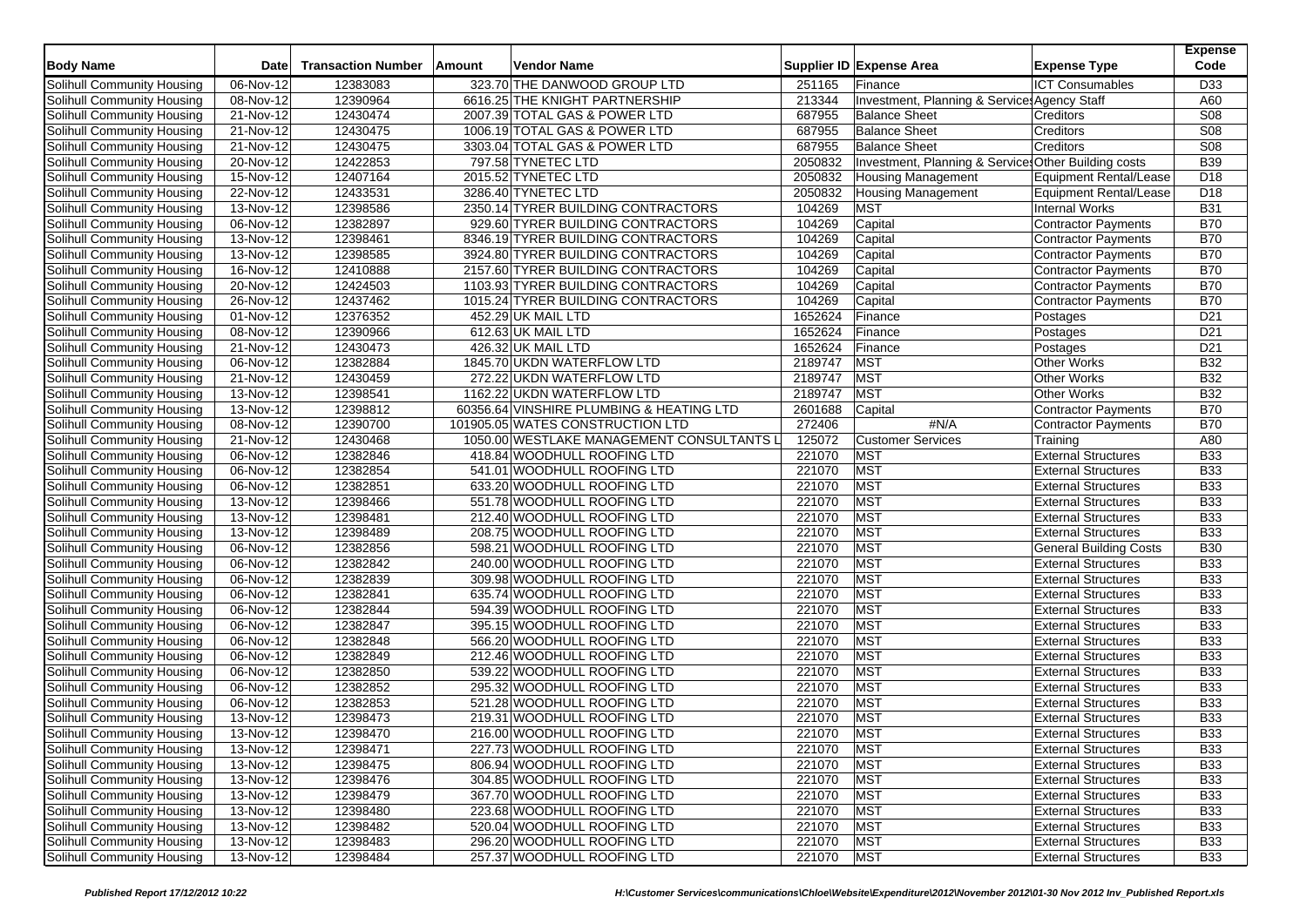| Body Name | Date | Transaction Number | Amount | Vendor Name | Supplier ID | Expense Area | Expense Type | Expense Code |
|---|---|---|---|---|---|---|---|---|
| Solihull Community Housing | 06-Nov-12 | 12383083 | 323.70 | THE DANWOOD GROUP LTD | 251165 | Finance | ICT Consumables | D33 |
| Solihull Community Housing | 08-Nov-12 | 12390964 | 6616.25 | THE KNIGHT PARTNERSHIP | 213344 | Investment, Planning & Services | Agency Staff | A60 |
| Solihull Community Housing | 21-Nov-12 | 12430474 | 2007.39 | TOTAL GAS & POWER LTD | 687955 | Balance Sheet | Creditors | S08 |
| Solihull Community Housing | 21-Nov-12 | 12430475 | 1006.19 | TOTAL GAS & POWER LTD | 687955 | Balance Sheet | Creditors | S08 |
| Solihull Community Housing | 21-Nov-12 | 12430475 | 3303.04 | TOTAL GAS & POWER LTD | 687955 | Balance Sheet | Creditors | S08 |
| Solihull Community Housing | 20-Nov-12 | 12422853 | 797.58 | TYNETEC LTD | 2050832 | Investment, Planning & Services | Other Building costs | B39 |
| Solihull Community Housing | 15-Nov-12 | 12407164 | 2015.52 | TYNETEC LTD | 2050832 | Housing Management | Equipment Rental/Lease | D18 |
| Solihull Community Housing | 22-Nov-12 | 12433531 | 3286.40 | TYNETEC LTD | 2050832 | Housing Management | Equipment Rental/Lease | D18 |
| Solihull Community Housing | 13-Nov-12 | 12398586 | 2350.14 | TYRER BUILDING CONTRACTORS | 104269 | MST | Internal Works | B31 |
| Solihull Community Housing | 06-Nov-12 | 12382897 | 929.60 | TYRER BUILDING CONTRACTORS | 104269 | Capital | Contractor Payments | B70 |
| Solihull Community Housing | 13-Nov-12 | 12398461 | 8346.19 | TYRER BUILDING CONTRACTORS | 104269 | Capital | Contractor Payments | B70 |
| Solihull Community Housing | 13-Nov-12 | 12398585 | 3924.80 | TYRER BUILDING CONTRACTORS | 104269 | Capital | Contractor Payments | B70 |
| Solihull Community Housing | 16-Nov-12 | 12410888 | 2157.60 | TYRER BUILDING CONTRACTORS | 104269 | Capital | Contractor Payments | B70 |
| Solihull Community Housing | 20-Nov-12 | 12424503 | 1103.93 | TYRER BUILDING CONTRACTORS | 104269 | Capital | Contractor Payments | B70 |
| Solihull Community Housing | 26-Nov-12 | 12437462 | 1015.24 | TYRER BUILDING CONTRACTORS | 104269 | Capital | Contractor Payments | B70 |
| Solihull Community Housing | 01-Nov-12 | 12376352 | 452.29 | UK MAIL LTD | 1652624 | Finance | Postages | D21 |
| Solihull Community Housing | 08-Nov-12 | 12390966 | 612.63 | UK MAIL LTD | 1652624 | Finance | Postages | D21 |
| Solihull Community Housing | 21-Nov-12 | 12430473 | 426.32 | UK MAIL LTD | 1652624 | Finance | Postages | D21 |
| Solihull Community Housing | 06-Nov-12 | 12382884 | 1845.70 | UKDN WATERFLOW LTD | 2189747 | MST | Other Works | B32 |
| Solihull Community Housing | 21-Nov-12 | 12430459 | 272.22 | UKDN WATERFLOW LTD | 2189747 | MST | Other Works | B32 |
| Solihull Community Housing | 13-Nov-12 | 12398541 | 1162.22 | UKDN WATERFLOW LTD | 2189747 | MST | Other Works | B32 |
| Solihull Community Housing | 13-Nov-12 | 12398812 | 60356.64 | VINSHIRE PLUMBING & HEATING LTD | 2601688 | Capital | Contractor Payments | B70 |
| Solihull Community Housing | 08-Nov-12 | 12390700 | 101905.05 | WATES CONSTRUCTION LTD | 272406 | #N/A | Contractor Payments | B70 |
| Solihull Community Housing | 21-Nov-12 | 12430468 | 1050.00 | WESTLAKE MANAGEMENT CONSULTANTS L | 125072 | Customer Services | Training | A80 |
| Solihull Community Housing | 06-Nov-12 | 12382846 | 418.84 | WOODHULL ROOFING LTD | 221070 | MST | External Structures | B33 |
| Solihull Community Housing | 06-Nov-12 | 12382854 | 541.01 | WOODHULL ROOFING LTD | 221070 | MST | External Structures | B33 |
| Solihull Community Housing | 06-Nov-12 | 12382851 | 633.20 | WOODHULL ROOFING LTD | 221070 | MST | External Structures | B33 |
| Solihull Community Housing | 13-Nov-12 | 12398466 | 551.78 | WOODHULL ROOFING LTD | 221070 | MST | External Structures | B33 |
| Solihull Community Housing | 13-Nov-12 | 12398481 | 212.40 | WOODHULL ROOFING LTD | 221070 | MST | External Structures | B33 |
| Solihull Community Housing | 13-Nov-12 | 12398489 | 208.75 | WOODHULL ROOFING LTD | 221070 | MST | External Structures | B33 |
| Solihull Community Housing | 06-Nov-12 | 12382856 | 598.21 | WOODHULL ROOFING LTD | 221070 | MST | General Building Costs | B30 |
| Solihull Community Housing | 06-Nov-12 | 12382842 | 240.00 | WOODHULL ROOFING LTD | 221070 | MST | External Structures | B33 |
| Solihull Community Housing | 06-Nov-12 | 12382839 | 309.98 | WOODHULL ROOFING LTD | 221070 | MST | External Structures | B33 |
| Solihull Community Housing | 06-Nov-12 | 12382841 | 635.74 | WOODHULL ROOFING LTD | 221070 | MST | External Structures | B33 |
| Solihull Community Housing | 06-Nov-12 | 12382844 | 594.39 | WOODHULL ROOFING LTD | 221070 | MST | External Structures | B33 |
| Solihull Community Housing | 06-Nov-12 | 12382847 | 395.15 | WOODHULL ROOFING LTD | 221070 | MST | External Structures | B33 |
| Solihull Community Housing | 06-Nov-12 | 12382848 | 566.20 | WOODHULL ROOFING LTD | 221070 | MST | External Structures | B33 |
| Solihull Community Housing | 06-Nov-12 | 12382849 | 212.46 | WOODHULL ROOFING LTD | 221070 | MST | External Structures | B33 |
| Solihull Community Housing | 06-Nov-12 | 12382850 | 539.22 | WOODHULL ROOFING LTD | 221070 | MST | External Structures | B33 |
| Solihull Community Housing | 06-Nov-12 | 12382852 | 295.32 | WOODHULL ROOFING LTD | 221070 | MST | External Structures | B33 |
| Solihull Community Housing | 06-Nov-12 | 12382853 | 521.28 | WOODHULL ROOFING LTD | 221070 | MST | External Structures | B33 |
| Solihull Community Housing | 13-Nov-12 | 12398473 | 219.31 | WOODHULL ROOFING LTD | 221070 | MST | External Structures | B33 |
| Solihull Community Housing | 13-Nov-12 | 12398470 | 216.00 | WOODHULL ROOFING LTD | 221070 | MST | External Structures | B33 |
| Solihull Community Housing | 13-Nov-12 | 12398471 | 227.73 | WOODHULL ROOFING LTD | 221070 | MST | External Structures | B33 |
| Solihull Community Housing | 13-Nov-12 | 12398475 | 806.94 | WOODHULL ROOFING LTD | 221070 | MST | External Structures | B33 |
| Solihull Community Housing | 13-Nov-12 | 12398476 | 304.85 | WOODHULL ROOFING LTD | 221070 | MST | External Structures | B33 |
| Solihull Community Housing | 13-Nov-12 | 12398479 | 367.70 | WOODHULL ROOFING LTD | 221070 | MST | External Structures | B33 |
| Solihull Community Housing | 13-Nov-12 | 12398480 | 223.68 | WOODHULL ROOFING LTD | 221070 | MST | External Structures | B33 |
| Solihull Community Housing | 13-Nov-12 | 12398482 | 520.04 | WOODHULL ROOFING LTD | 221070 | MST | External Structures | B33 |
| Solihull Community Housing | 13-Nov-12 | 12398483 | 296.20 | WOODHULL ROOFING LTD | 221070 | MST | External Structures | B33 |
| Solihull Community Housing | 13-Nov-12 | 12398484 | 257.37 | WOODHULL ROOFING LTD | 221070 | MST | External Structures | B33 |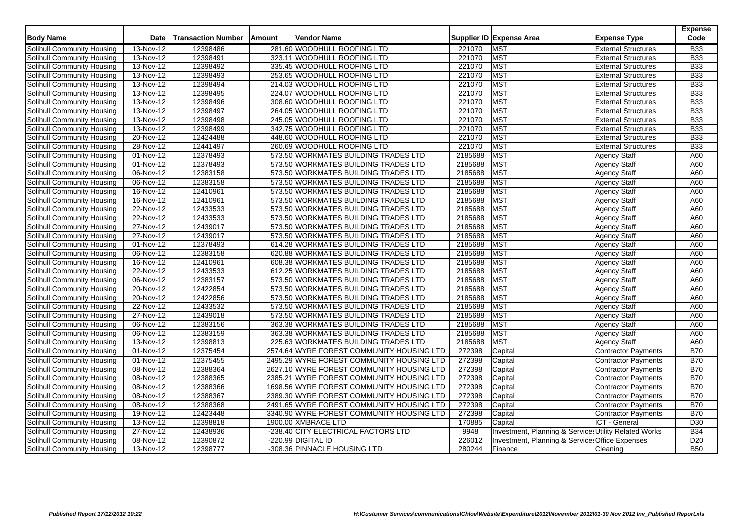| Body Name | Date | Transaction Number | Amount | Vendor Name | Supplier ID | Expense Area | Expense Type | Expense Code |
|---|---|---|---|---|---|---|---|---|
| Solihull Community Housing | 13-Nov-12 | 12398486 | 281.60 | WOODHULL ROOFING LTD | 221070 | MST | External Structures | B33 |
| Solihull Community Housing | 13-Nov-12 | 12398491 | 323.11 | WOODHULL ROOFING LTD | 221070 | MST | External Structures | B33 |
| Solihull Community Housing | 13-Nov-12 | 12398492 | 335.45 | WOODHULL ROOFING LTD | 221070 | MST | External Structures | B33 |
| Solihull Community Housing | 13-Nov-12 | 12398493 | 253.65 | WOODHULL ROOFING LTD | 221070 | MST | External Structures | B33 |
| Solihull Community Housing | 13-Nov-12 | 12398494 | 214.03 | WOODHULL ROOFING LTD | 221070 | MST | External Structures | B33 |
| Solihull Community Housing | 13-Nov-12 | 12398495 | 224.07 | WOODHULL ROOFING LTD | 221070 | MST | External Structures | B33 |
| Solihull Community Housing | 13-Nov-12 | 12398496 | 308.60 | WOODHULL ROOFING LTD | 221070 | MST | External Structures | B33 |
| Solihull Community Housing | 13-Nov-12 | 12398497 | 264.05 | WOODHULL ROOFING LTD | 221070 | MST | External Structures | B33 |
| Solihull Community Housing | 13-Nov-12 | 12398498 | 245.05 | WOODHULL ROOFING LTD | 221070 | MST | External Structures | B33 |
| Solihull Community Housing | 13-Nov-12 | 12398499 | 342.75 | WOODHULL ROOFING LTD | 221070 | MST | External Structures | B33 |
| Solihull Community Housing | 20-Nov-12 | 12424488 | 448.60 | WOODHULL ROOFING LTD | 221070 | MST | External Structures | B33 |
| Solihull Community Housing | 28-Nov-12 | 12441497 | 260.69 | WOODHULL ROOFING LTD | 221070 | MST | External Structures | B33 |
| Solihull Community Housing | 01-Nov-12 | 12378493 | 573.50 | WORKMATES BUILDING TRADES LTD | 2185688 | MST | Agency Staff | A60 |
| Solihull Community Housing | 01-Nov-12 | 12378493 | 573.50 | WORKMATES BUILDING TRADES LTD | 2185688 | MST | Agency Staff | A60 |
| Solihull Community Housing | 06-Nov-12 | 12383158 | 573.50 | WORKMATES BUILDING TRADES LTD | 2185688 | MST | Agency Staff | A60 |
| Solihull Community Housing | 06-Nov-12 | 12383158 | 573.50 | WORKMATES BUILDING TRADES LTD | 2185688 | MST | Agency Staff | A60 |
| Solihull Community Housing | 16-Nov-12 | 12410961 | 573.50 | WORKMATES BUILDING TRADES LTD | 2185688 | MST | Agency Staff | A60 |
| Solihull Community Housing | 16-Nov-12 | 12410961 | 573.50 | WORKMATES BUILDING TRADES LTD | 2185688 | MST | Agency Staff | A60 |
| Solihull Community Housing | 22-Nov-12 | 12433533 | 573.50 | WORKMATES BUILDING TRADES LTD | 2185688 | MST | Agency Staff | A60 |
| Solihull Community Housing | 22-Nov-12 | 12433533 | 573.50 | WORKMATES BUILDING TRADES LTD | 2185688 | MST | Agency Staff | A60 |
| Solihull Community Housing | 27-Nov-12 | 12439017 | 573.50 | WORKMATES BUILDING TRADES LTD | 2185688 | MST | Agency Staff | A60 |
| Solihull Community Housing | 27-Nov-12 | 12439017 | 573.50 | WORKMATES BUILDING TRADES LTD | 2185688 | MST | Agency Staff | A60 |
| Solihull Community Housing | 01-Nov-12 | 12378493 | 614.28 | WORKMATES BUILDING TRADES LTD | 2185688 | MST | Agency Staff | A60 |
| Solihull Community Housing | 06-Nov-12 | 12383158 | 620.88 | WORKMATES BUILDING TRADES LTD | 2185688 | MST | Agency Staff | A60 |
| Solihull Community Housing | 16-Nov-12 | 12410961 | 608.38 | WORKMATES BUILDING TRADES LTD | 2185688 | MST | Agency Staff | A60 |
| Solihull Community Housing | 22-Nov-12 | 12433533 | 612.25 | WORKMATES BUILDING TRADES LTD | 2185688 | MST | Agency Staff | A60 |
| Solihull Community Housing | 06-Nov-12 | 12383157 | 573.50 | WORKMATES BUILDING TRADES LTD | 2185688 | MST | Agency Staff | A60 |
| Solihull Community Housing | 20-Nov-12 | 12422854 | 573.50 | WORKMATES BUILDING TRADES LTD | 2185688 | MST | Agency Staff | A60 |
| Solihull Community Housing | 20-Nov-12 | 12422856 | 573.50 | WORKMATES BUILDING TRADES LTD | 2185688 | MST | Agency Staff | A60 |
| Solihull Community Housing | 22-Nov-12 | 12433532 | 573.50 | WORKMATES BUILDING TRADES LTD | 2185688 | MST | Agency Staff | A60 |
| Solihull Community Housing | 27-Nov-12 | 12439018 | 573.50 | WORKMATES BUILDING TRADES LTD | 2185688 | MST | Agency Staff | A60 |
| Solihull Community Housing | 06-Nov-12 | 12383156 | 363.38 | WORKMATES BUILDING TRADES LTD | 2185688 | MST | Agency Staff | A60 |
| Solihull Community Housing | 06-Nov-12 | 12383159 | 363.38 | WORKMATES BUILDING TRADES LTD | 2185688 | MST | Agency Staff | A60 |
| Solihull Community Housing | 13-Nov-12 | 12398813 | 225.63 | WORKMATES BUILDING TRADES LTD | 2185688 | MST | Agency Staff | A60 |
| Solihull Community Housing | 01-Nov-12 | 12375454 | 2574.64 | WYRE FOREST COMMUNITY HOUSING LTD | 272398 | Capital | Contractor Payments | B70 |
| Solihull Community Housing | 01-Nov-12 | 12375455 | 2495.29 | WYRE FOREST COMMUNITY HOUSING LTD | 272398 | Capital | Contractor Payments | B70 |
| Solihull Community Housing | 08-Nov-12 | 12388364 | 2627.10 | WYRE FOREST COMMUNITY HOUSING LTD | 272398 | Capital | Contractor Payments | B70 |
| Solihull Community Housing | 08-Nov-12 | 12388365 | 2385.21 | WYRE FOREST COMMUNITY HOUSING LTD | 272398 | Capital | Contractor Payments | B70 |
| Solihull Community Housing | 08-Nov-12 | 12388366 | 1698.56 | WYRE FOREST COMMUNITY HOUSING LTD | 272398 | Capital | Contractor Payments | B70 |
| Solihull Community Housing | 08-Nov-12 | 12388367 | 2389.30 | WYRE FOREST COMMUNITY HOUSING LTD | 272398 | Capital | Contractor Payments | B70 |
| Solihull Community Housing | 08-Nov-12 | 12388368 | 2491.65 | WYRE FOREST COMMUNITY HOUSING LTD | 272398 | Capital | Contractor Payments | B70 |
| Solihull Community Housing | 19-Nov-12 | 12423448 | 3340.90 | WYRE FOREST COMMUNITY HOUSING LTD | 272398 | Capital | Contractor Payments | B70 |
| Solihull Community Housing | 13-Nov-12 | 12398818 | 1900.00 | XMBRACE LTD | 170885 | Capital | ICT - General | D30 |
| Solihull Community Housing | 27-Nov-12 | 12438936 | -238.40 | CITY ELECTRICAL FACTORS LTD | 9948 | Investment, Planning & Services | Utility Related Works | B34 |
| Solihull Community Housing | 08-Nov-12 | 12390872 | -220.99 | DIGITAL ID | 226012 | Investment, Planning & Services | Office Expenses | D20 |
| Solihull Community Housing | 13-Nov-12 | 12398777 | -308.36 | PINNACLE HOUSING LTD | 280244 | Finance | Cleaning | B50 |